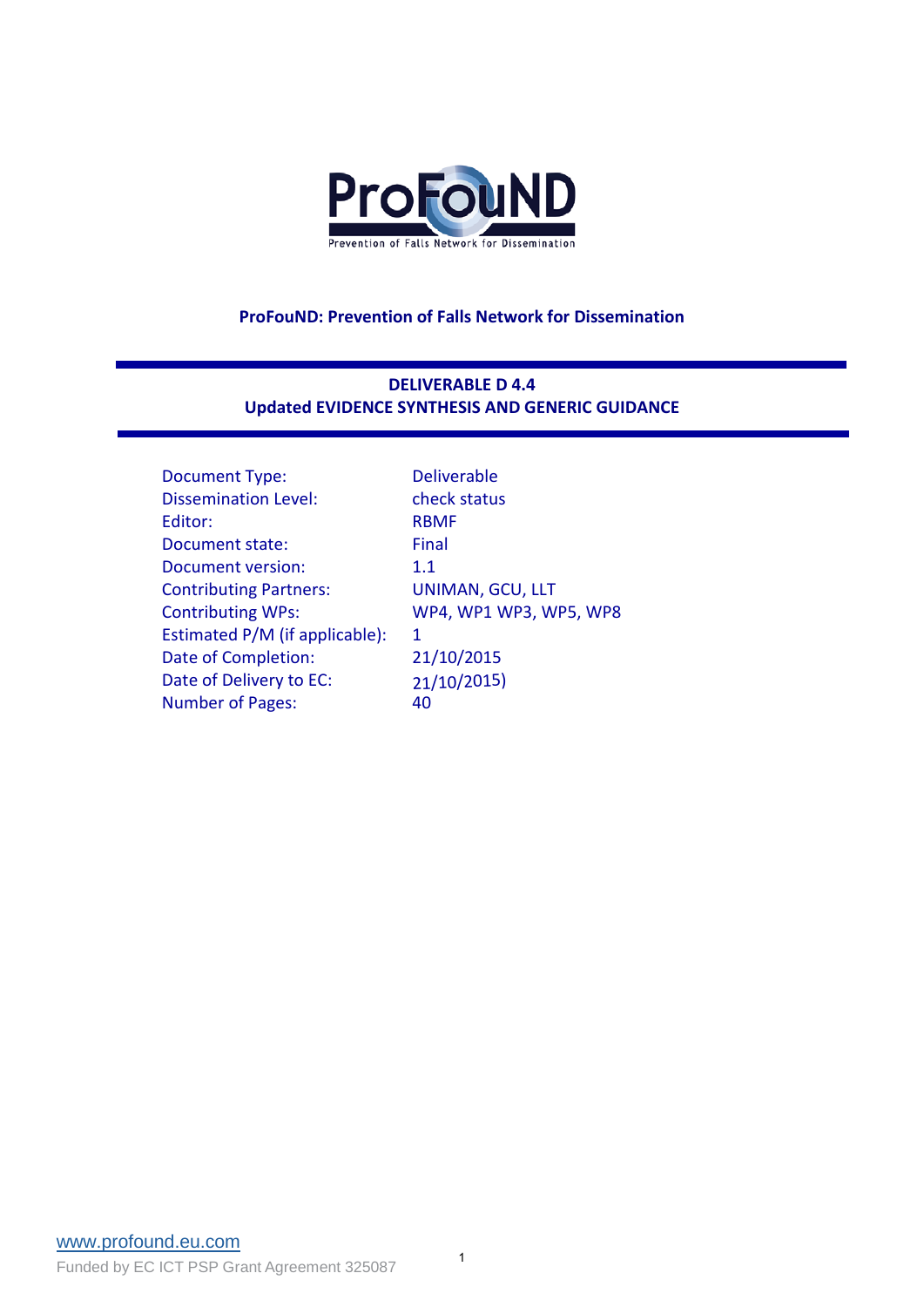ProFouND

Prevention of Falls Network for Dissemination

**ProFouND: Prevention of Falls Network for Dissemination**

**DELIVERABLE D 4.4**
**Updated EVIDENCE SYNTHESIS AND GENERIC GUIDANCE**

| | |
|---|---|
| Document Type: | Deliverable |
| Dissemination Level: | check status |
| Editor: | RBMF |
| Document state: | Final |
| Document version: | 1.1 |
| Contributing Partners: | UNIMAN, GCU, LLT |
| Contributing WPs: | WP4, WP1 WP3, WP5, WP8 |
| Estimated P/M (if applicable): | 1 |
| Date of Completion: | 21/10/2015 |
| Date of Delivery to EC: | 21/10/2015) |
| Number of Pages: | 40 |

www.profound.eu.com

Funded by EC ICT PSP Grant Agreement 325087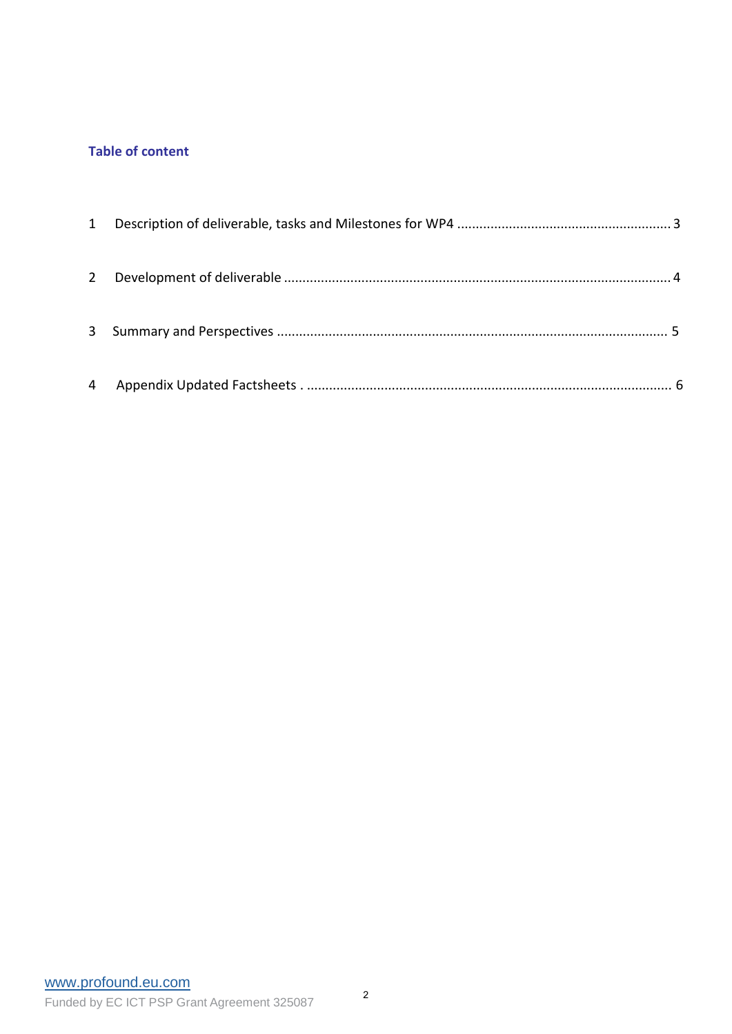## Table of content

1 Description of deliverable, tasks and Milestones for WP4 ........................................................ 3

2 Development of deliverable ...................................................................................................... 4

3 Summary and Perspectives ....................................................................................................... 5

4 Appendix Updated Factsheets . ................................................................................................ 6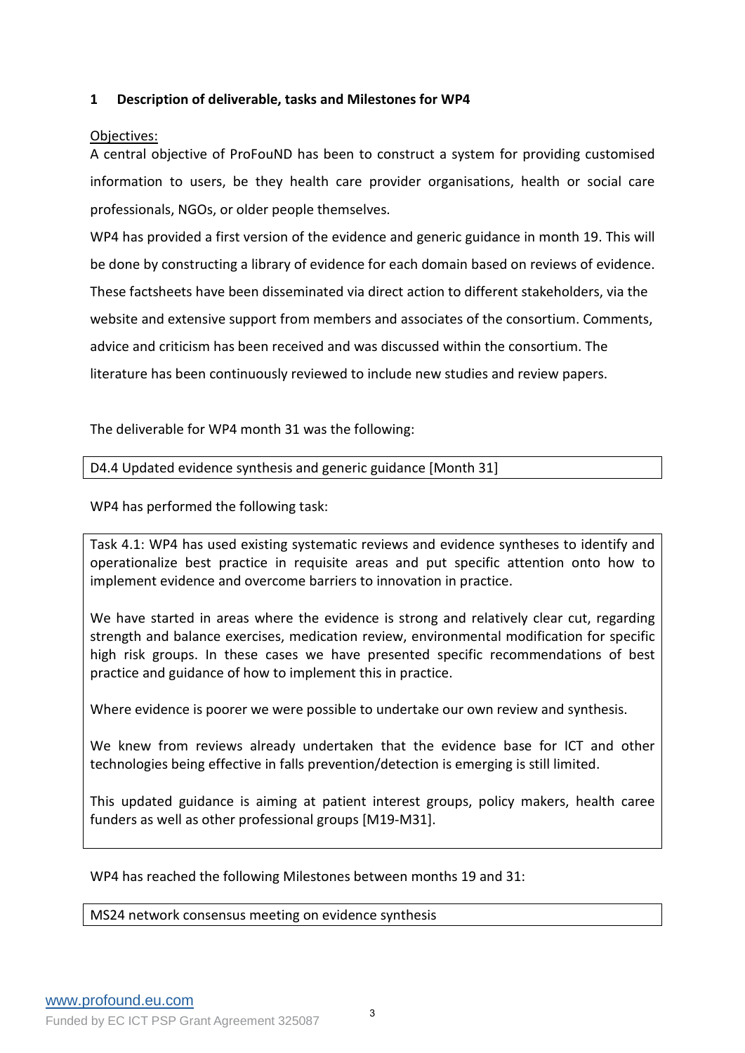## 1 Description of deliverable, tasks and Milestones for WP4

Objectives:

A central objective of ProFouND has been to construct a system for providing customised information to users, be they health care provider organisations, health or social care professionals, NGOs, or older people themselves.

WP4 has provided a first version of the evidence and generic guidance in month 19. This will be done by constructing a library of evidence for each domain based on reviews of evidence. These factsheets have been disseminated via direct action to different stakeholders, via the website and extensive support from members and associates of the consortium. Comments, advice and criticism has been received and was discussed within the consortium. The literature has been continuously reviewed to include new studies and review papers.

The deliverable for WP4 month 31 was the following:

| D4.4 Updated evidence synthesis and generic guidance [Month 31] |
|---|

WP4 has performed the following task:

> Task 4.1: WP4 has used existing systematic reviews and evidence syntheses to identify and operationalize best practice in requisite areas and put specific attention onto how to implement evidence and overcome barriers to innovation in practice.
>
> We have started in areas where the evidence is strong and relatively clear cut, regarding strength and balance exercises, medication review, environmental modification for specific high risk groups. In these cases we have presented specific recommendations of best practice and guidance of how to implement this in practice.
>
> Where evidence is poorer we were possible to undertake our own review and synthesis.
>
> We knew from reviews already undertaken that the evidence base for ICT and other technologies being effective in falls prevention/detection is emerging is still limited.
>
> This updated guidance is aiming at patient interest groups, policy makers, health caree funders as well as other professional groups [M19-M31].

WP4 has reached the following Milestones between months 19 and 31:

| MS24 network consensus meeting on evidence synthesis |
|---|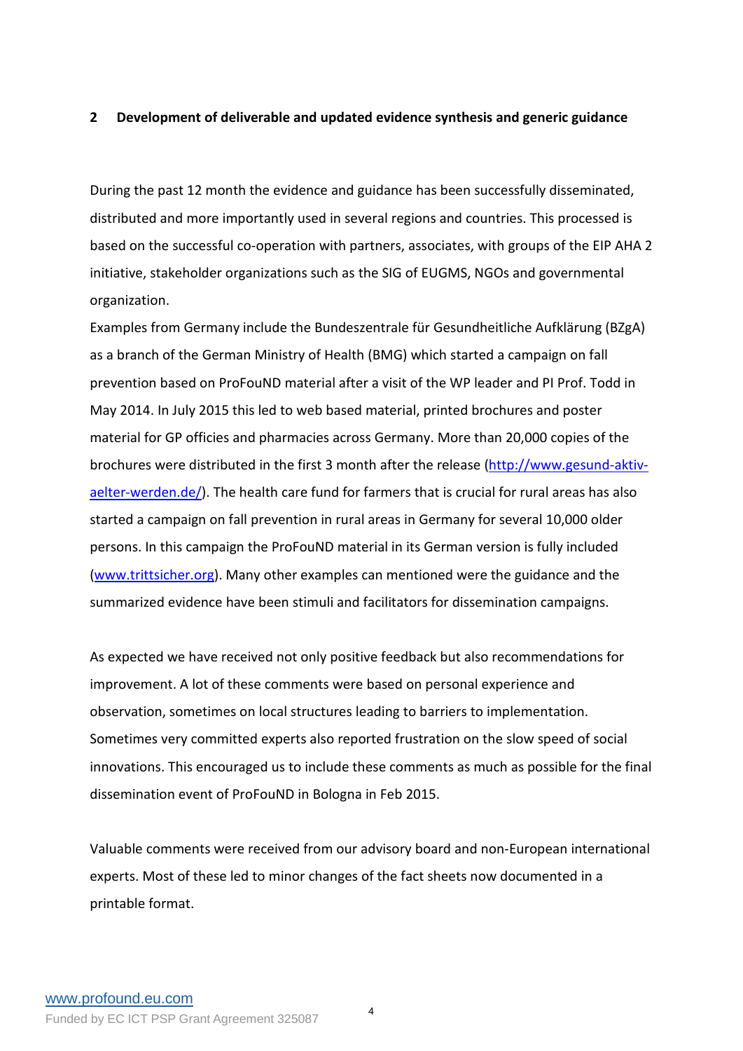## 2 Development of deliverable and updated evidence synthesis and generic guidance

During the past 12 month the evidence and guidance has been successfully disseminated, distributed and more importantly used in several regions and countries. This processed is based on the successful co-operation with partners, associates, with groups of the EIP AHA 2 initiative, stakeholder organizations such as the SIG of EUGMS, NGOs and governmental organization.

Examples from Germany include the Bundeszentrale für Gesundheitliche Aufklärung (BZgA) as a branch of the German Ministry of Health (BMG) which started a campaign on fall prevention based on ProFouND material after a visit of the WP leader and PI Prof. Todd in May 2014. In July 2015 this led to web based material, printed brochures and poster material for GP offices and pharmacies across Germany. More than 20,000 copies of the brochures were distributed in the first 3 month after the release (http://www.gesund-aktiv-aelter-werden.de/). The health care fund for farmers that is crucial for rural areas has also started a campaign on fall prevention in rural areas in Germany for several 10,000 older persons. In this campaign the ProFouND material in its German version is fully included (www.trittsicher.org). Many other examples can mentioned were the guidance and the summarized evidence have been stimuli and facilitators for dissemination campaigns.

As expected we have received not only positive feedback but also recommendations for improvement. A lot of these comments were based on personal experience and observation, sometimes on local structures leading to barriers to implementation. Sometimes very committed experts also reported frustration on the slow speed of social innovations. This encouraged us to include these comments as much as possible for the final dissemination event of ProFouND in Bologna in Feb 2015.

Valuable comments were received from our advisory board and non-European international experts. Most of these led to minor changes of the fact sheets now documented in a printable format.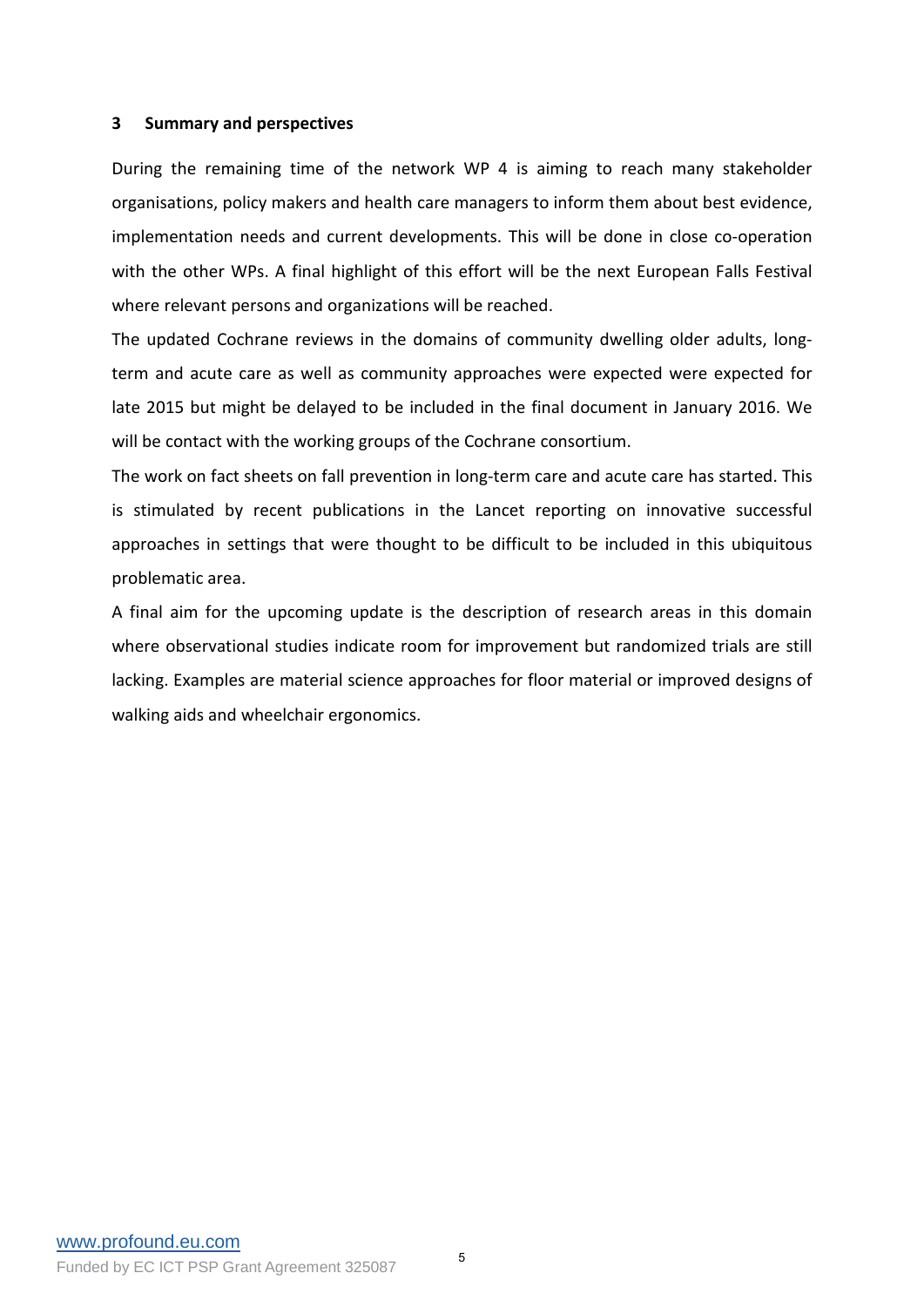## 3 Summary and perspectives

During the remaining time of the network WP 4 is aiming to reach many stakeholder organisations, policy makers and health care managers to inform them about best evidence, implementation needs and current developments. This will be done in close co-operation with the other WPs. A final highlight of this effort will be the next European Falls Festival where relevant persons and organizations will be reached.

The updated Cochrane reviews in the domains of community dwelling older adults, long-term and acute care as well as community approaches were expected were expected for late 2015 but might be delayed to be included in the final document in January 2016. We will be contact with the working groups of the Cochrane consortium.

The work on fact sheets on fall prevention in long-term care and acute care has started. This is stimulated by recent publications in the Lancet reporting on innovative successful approaches in settings that were thought to be difficult to be included in this ubiquitous problematic area.

A final aim for the upcoming update is the description of research areas in this domain where observational studies indicate room for improvement but randomized trials are still lacking. Examples are material science approaches for floor material or improved designs of walking aids and wheelchair ergonomics.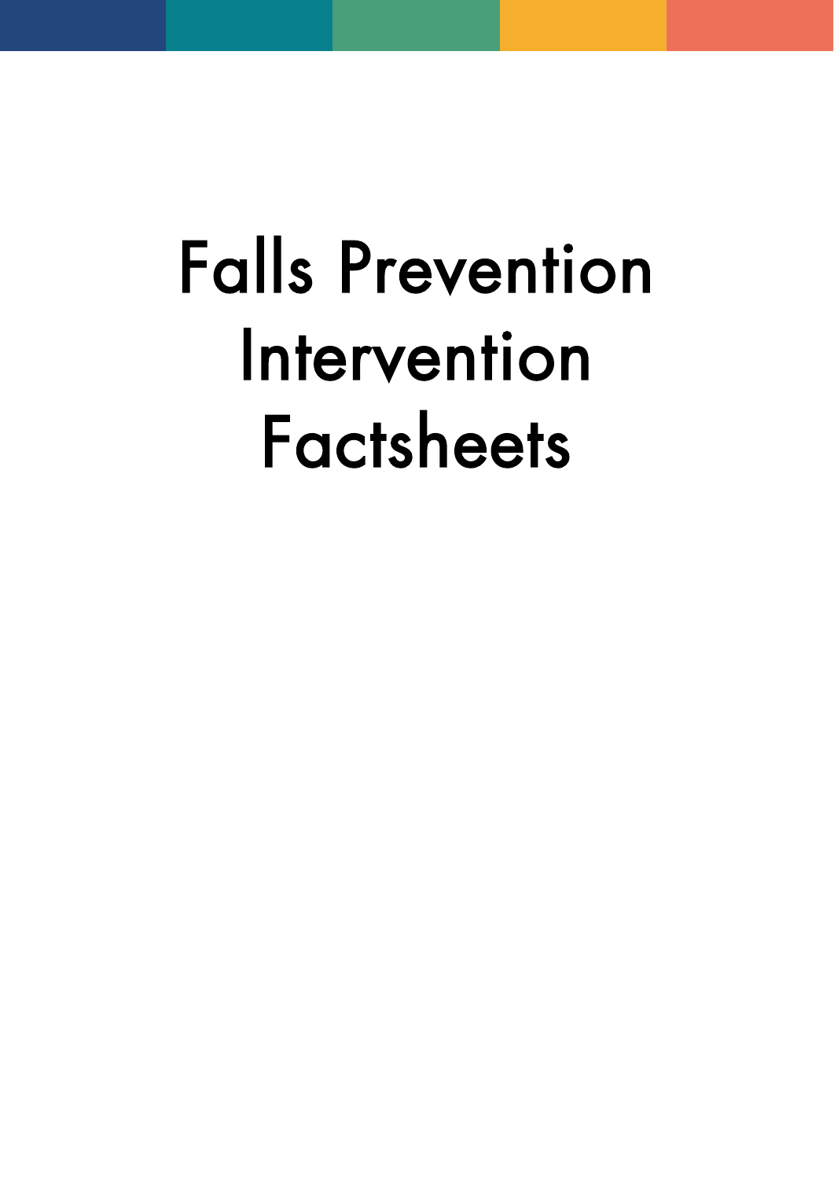# Falls Prevention Intervention Factsheets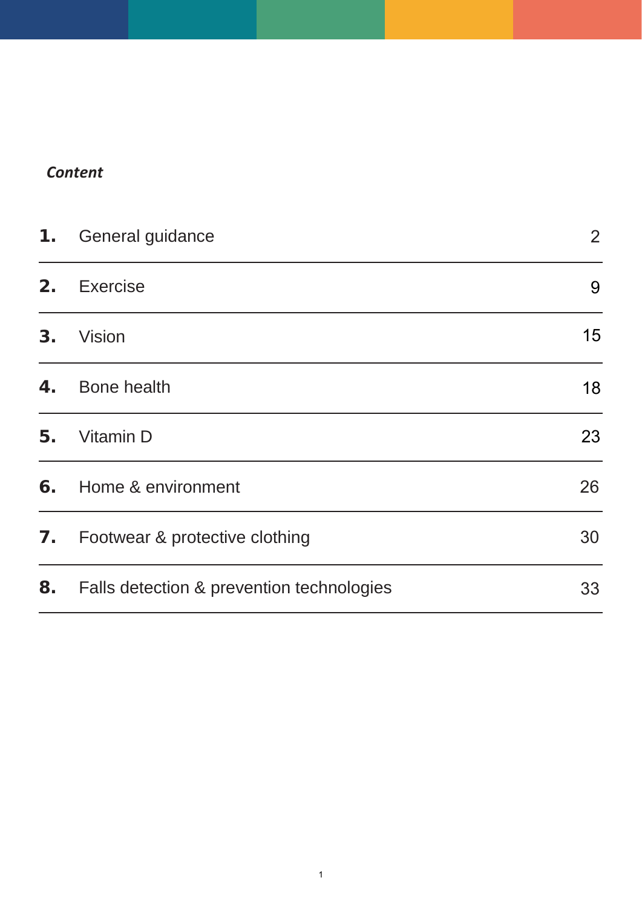*Content*

| | | |
|---|---|---|
| **1.** | General guidance | 2 |
| **2.** | Exercise | 9 |
| **3.** | Vision | 15 |
| **4.** | Bone health | 18 |
| **5.** | Vitamin D | 23 |
| **6.** | Home & environment | 26 |
| **7.** | Footwear & protective clothing | 30 |
| **8.** | Falls detection & prevention technologies | 33 |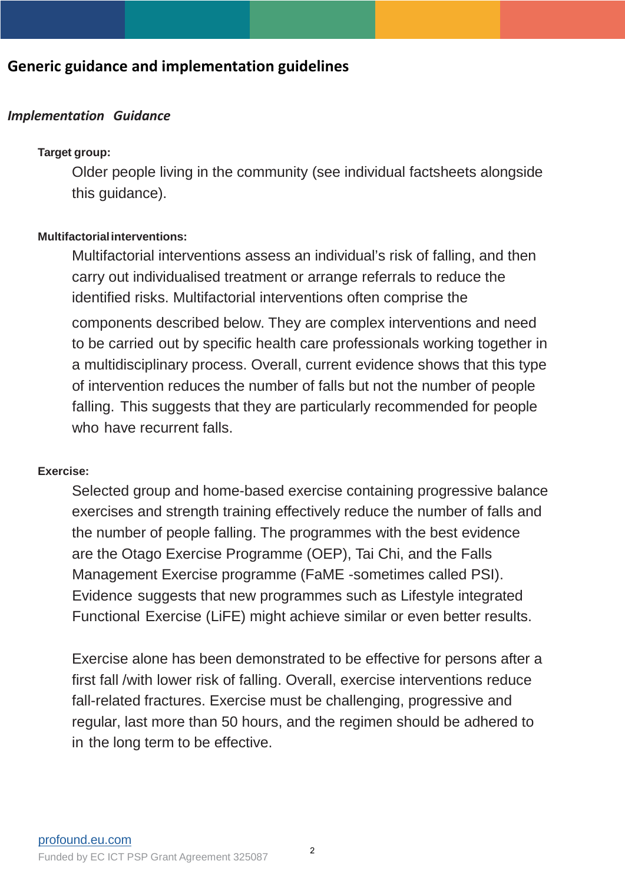## Generic guidance and implementation guidelines

### *Implementation Guidance*

**Target group:**

Older people living in the community (see individual factsheets alongside this guidance).

**Multifactorial interventions:**

Multifactorial interventions assess an individual's risk of falling, and then carry out individualised treatment or arrange referrals to reduce the identified risks. Multifactorial interventions often comprise the components described below. They are complex interventions and need to be carried out by specific health care professionals working together in a multidisciplinary process. Overall, current evidence shows that this type of intervention reduces the number of falls but not the number of people falling. This suggests that they are particularly recommended for people who have recurrent falls.

**Exercise:**

Selected group and home-based exercise containing progressive balance exercises and strength training effectively reduce the number of falls and the number of people falling. The programmes with the best evidence are the Otago Exercise Programme (OEP), Tai Chi, and the Falls Management Exercise programme (FaME -sometimes called PSI). Evidence suggests that new programmes such as Lifestyle integrated Functional Exercise (LiFE) might achieve similar or even better results.

Exercise alone has been demonstrated to be effective for persons after a first fall /with lower risk of falling. Overall, exercise interventions reduce fall-related fractures. Exercise must be challenging, progressive and regular, last more than 50 hours, and the regimen should be adhered to in the long term to be effective.

[profound.eu.com](profound.eu.com)

Funded by EC ICT PSP Grant Agreement 325087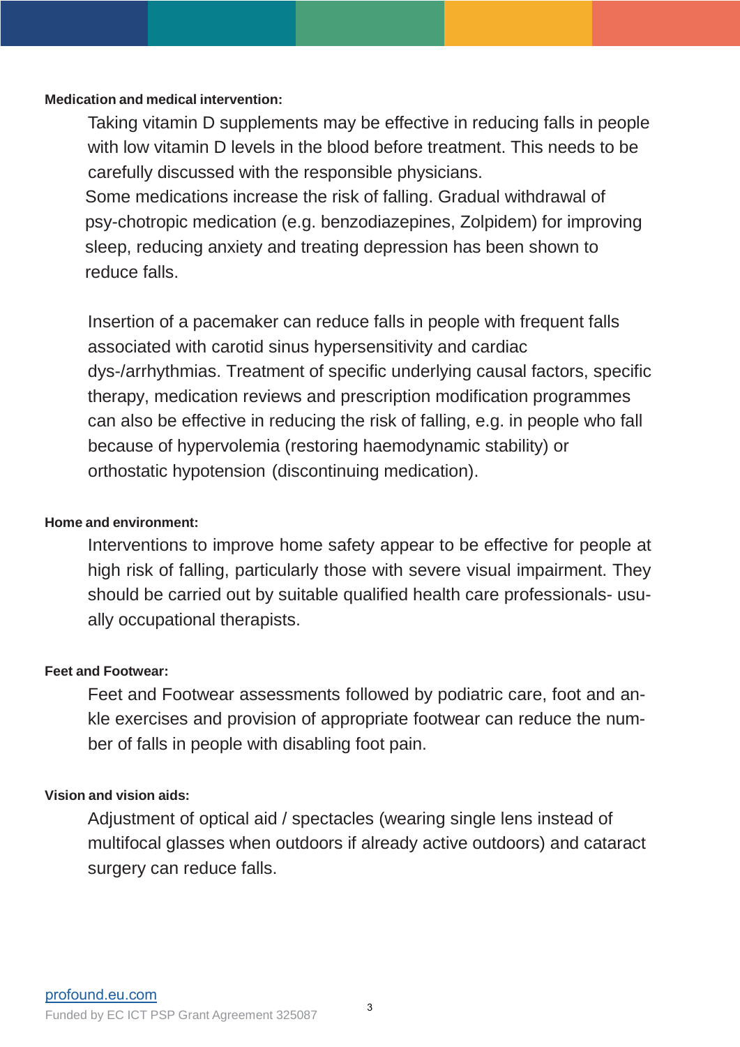**Medication and medical intervention:**

Taking vitamin D supplements may be effective in reducing falls in people with low vitamin D levels in the blood before treatment. This needs to be carefully discussed with the responsible physicians.

Some medications increase the risk of falling. Gradual withdrawal of psy-chotropic medication (e.g. benzodiazepines, Zolpidem) for improving sleep, reducing anxiety and treating depression has been shown to reduce falls.

Insertion of a pacemaker can reduce falls in people with frequent falls associated with carotid sinus hypersensitivity and cardiac dys-/arrhythmias. Treatment of specific underlying causal factors, specific therapy, medication reviews and prescription modification programmes can also be effective in reducing the risk of falling, e.g. in people who fall because of hypervolemia (restoring haemodynamic stability) or orthostatic hypotension (discontinuing medication).

**Home and environment:**

Interventions to improve home safety appear to be effective for people at high risk of falling, particularly those with severe visual impairment. They should be carried out by suitable qualified health care professionals- usually occupational therapists.

**Feet and Footwear:**

Feet and Footwear assessments followed by podiatric care, foot and ankle exercises and provision of appropriate footwear can reduce the number of falls in people with disabling foot pain.

**Vision and vision aids:**

Adjustment of optical aid / spectacles (wearing single lens instead of multifocal glasses when outdoors if already active outdoors) and cataract surgery can reduce falls.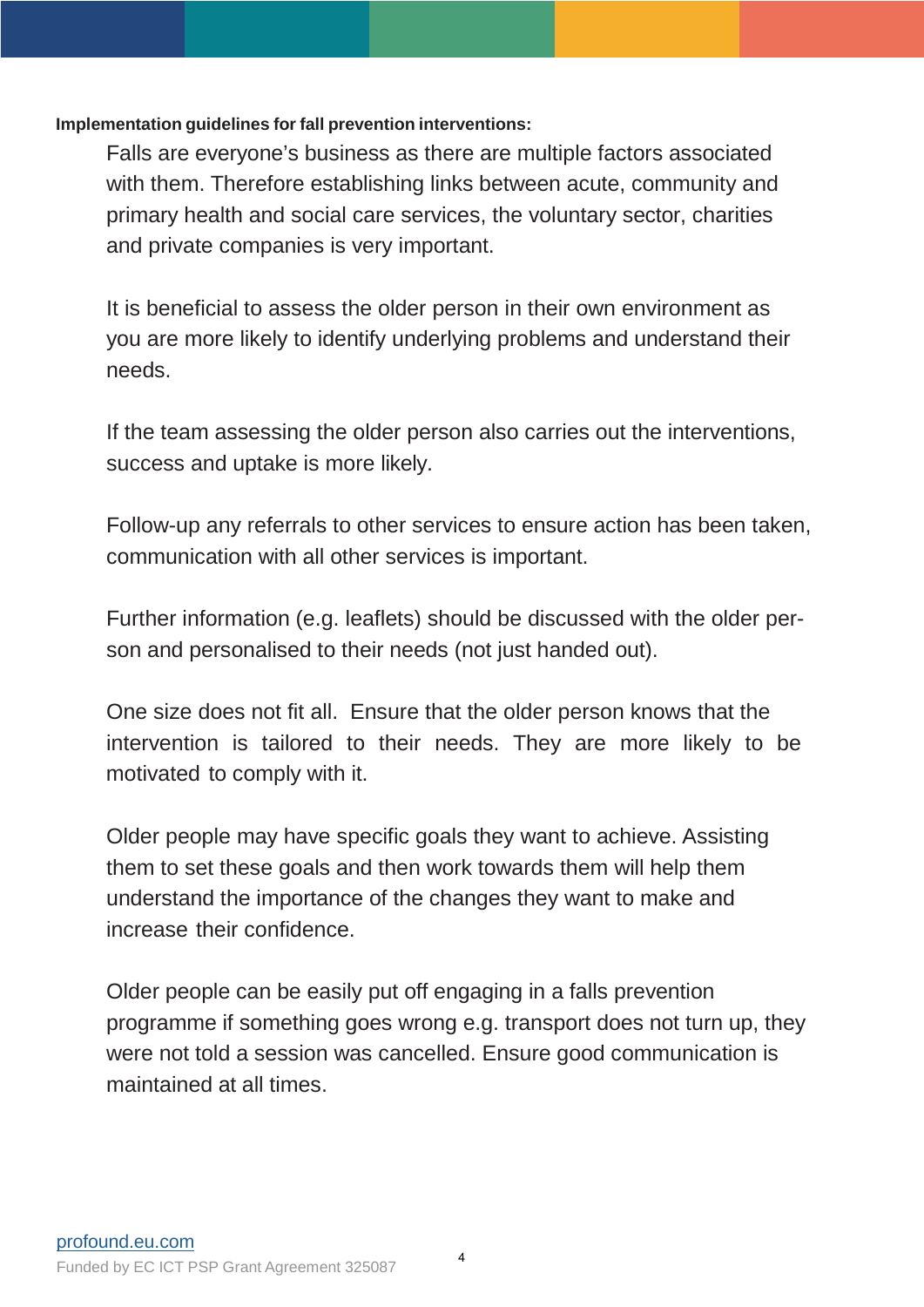**Implementation guidelines for fall prevention interventions:**

Falls are everyone's business as there are multiple factors associated with them. Therefore establishing links between acute, community and primary health and social care services, the voluntary sector, charities and private companies is very important.

It is beneficial to assess the older person in their own environment as you are more likely to identify underlying problems and understand their needs.

If the team assessing the older person also carries out the interventions, success and uptake is more likely.

Follow-up any referrals to other services to ensure action has been taken, communication with all other services is important.

Further information (e.g. leaflets) should be discussed with the older person and personalised to their needs (not just handed out).

One size does not fit all. Ensure that the older person knows that the intervention is tailored to their needs. They are more likely to be motivated to comply with it.

Older people may have specific goals they want to achieve. Assisting them to set these goals and then work towards them will help them understand the importance of the changes they want to make and increase their confidence.

Older people can be easily put off engaging in a falls prevention programme if something goes wrong e.g. transport does not turn up, they were not told a session was cancelled. Ensure good communication is maintained at all times.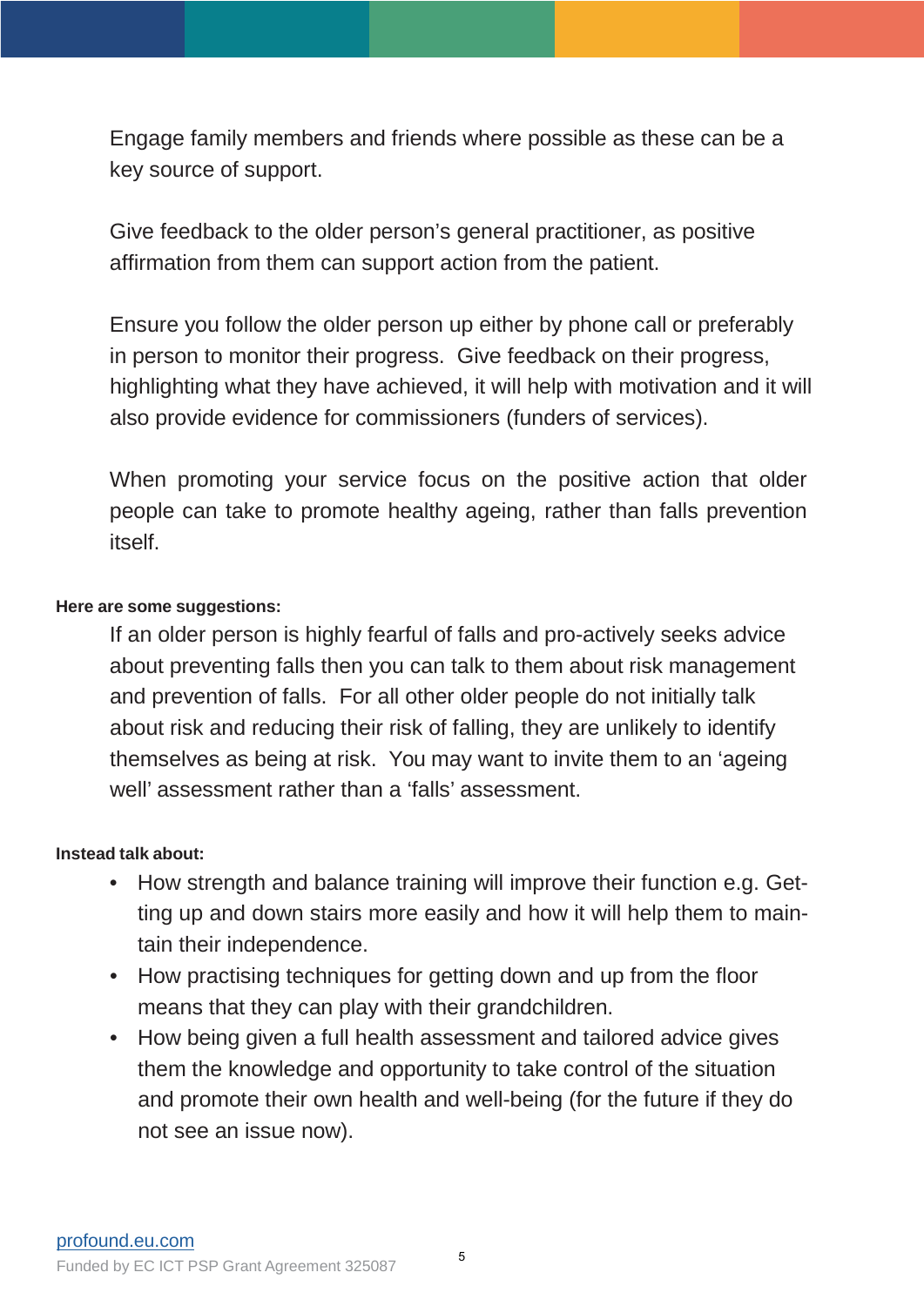Engage family members and friends where possible as these can be a key source of support.

Give feedback to the older person's general practitioner, as positive affirmation from them can support action from the patient.

Ensure you follow the older person up either by phone call or preferably in person to monitor their progress. Give feedback on their progress, highlighting what they have achieved, it will help with motivation and it will also provide evidence for commissioners (funders of services).

When promoting your service focus on the positive action that older people can take to promote healthy ageing, rather than falls prevention itself.

**Here are some suggestions:**

If an older person is highly fearful of falls and pro-actively seeks advice about preventing falls then you can talk to them about risk management and prevention of falls. For all other older people do not initially talk about risk and reducing their risk of falling, they are unlikely to identify themselves as being at risk. You may want to invite them to an 'ageing well' assessment rather than a 'falls' assessment.

**Instead talk about:**

- How strength and balance training will improve their function e.g. Getting up and down stairs more easily and how it will help them to maintain their independence.
- How practising techniques for getting down and up from the floor means that they can play with their grandchildren.
- How being given a full health assessment and tailored advice gives them the knowledge and opportunity to take control of the situation and promote their own health and well-being (for the future if they do not see an issue now).

profound.eu.com

Funded by EC ICT PSP Grant Agreement 325087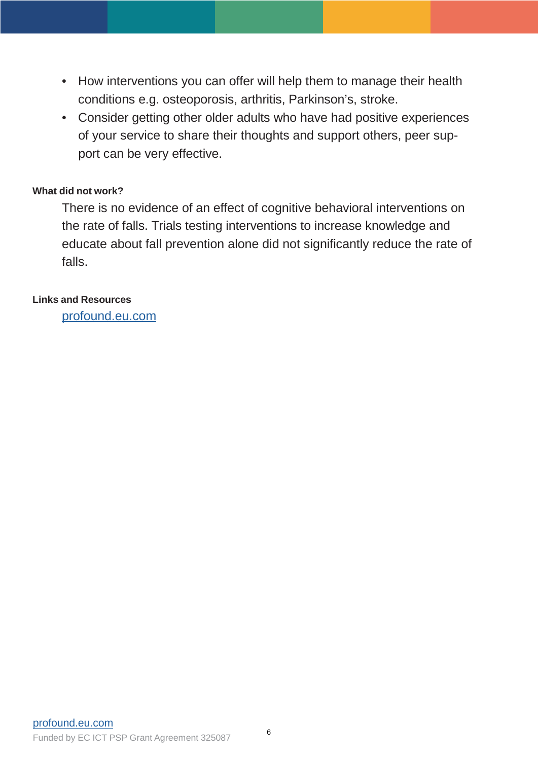- How interventions you can offer will help them to manage their health conditions e.g. osteoporosis, arthritis, Parkinson's, stroke.
- Consider getting other older adults who have had positive experiences of your service to share their thoughts and support others, peer support can be very effective.

**What did not work?**

There is no evidence of an effect of cognitive behavioral interventions on the rate of falls. Trials testing interventions to increase knowledge and educate about fall prevention alone did not significantly reduce the rate of falls.

**Links and Resources**

profound.eu.com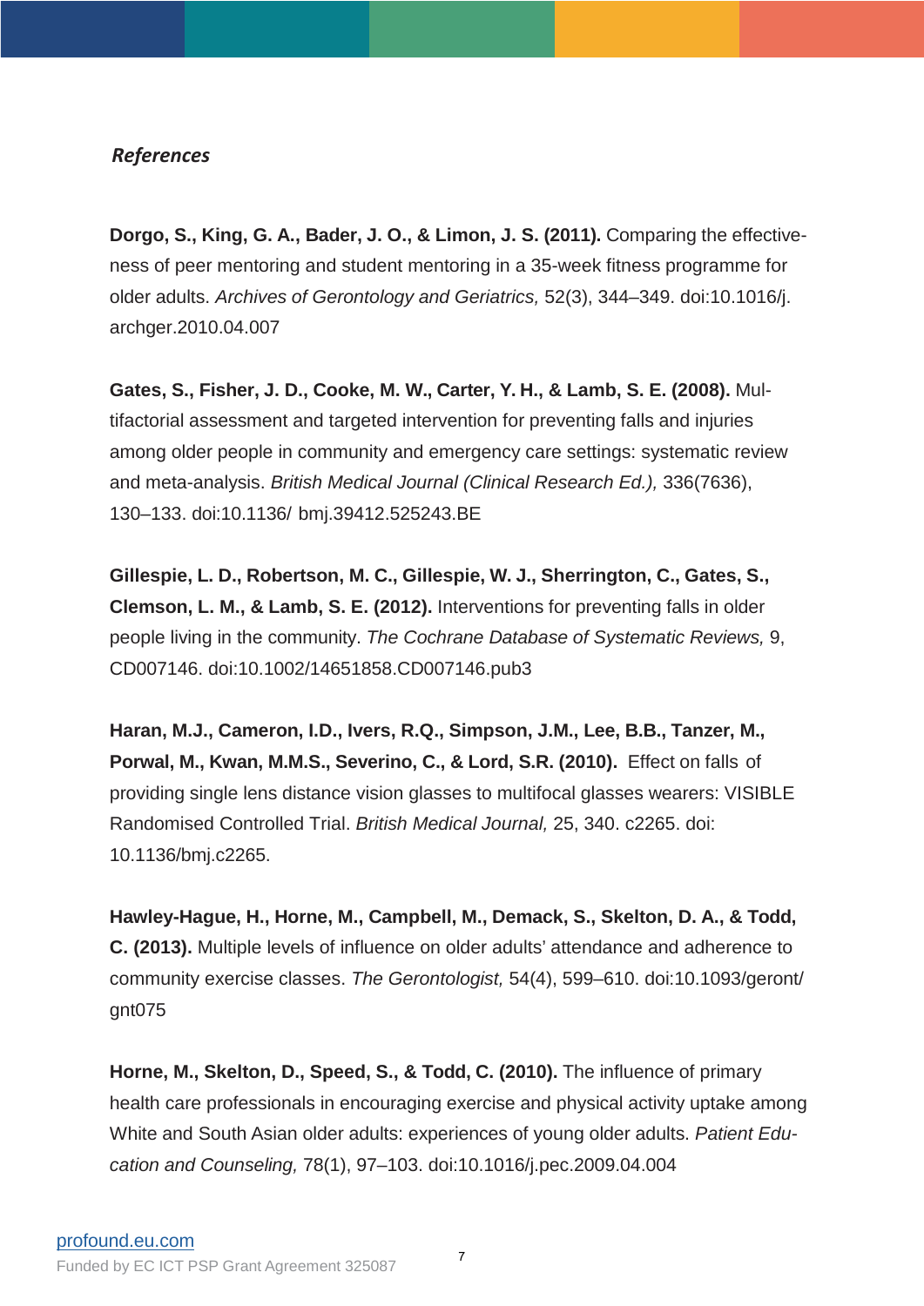### *References*

**Dorgo, S., King, G. A., Bader, J. O., & Limon, J. S. (2011).** Comparing the effectiveness of peer mentoring and student mentoring in a 35-week fitness programme for older adults. *Archives of Gerontology and Geriatrics,* 52(3), 344–349. doi:10.1016/j.archger.2010.04.007

**Gates, S., Fisher, J. D., Cooke, M. W., Carter, Y. H., & Lamb, S. E. (2008).** Multifactorial assessment and targeted intervention for preventing falls and injuries among older people in community and emergency care settings: systematic review and meta-analysis. *British Medical Journal (Clinical Research Ed.),* 336(7636), 130–133. doi:10.1136/ bmj.39412.525243.BE

**Gillespie, L. D., Robertson, M. C., Gillespie, W. J., Sherrington, C., Gates, S., Clemson, L. M., & Lamb, S. E. (2012).** Interventions for preventing falls in older people living in the community. *The Cochrane Database of Systematic Reviews,* 9, CD007146. doi:10.1002/14651858.CD007146.pub3

**Haran, M.J., Cameron, I.D., Ivers, R.Q., Simpson, J.M., Lee, B.B., Tanzer, M., Porwal, M., Kwan, M.M.S., Severino, C., & Lord, S.R. (2010).** Effect on falls of providing single lens distance vision glasses to multifocal glasses wearers: VISIBLE Randomised Controlled Trial. *British Medical Journal,* 25, 340. c2265. doi: 10.1136/bmj.c2265.

**Hawley-Hague, H., Horne, M., Campbell, M., Demack, S., Skelton, D. A., & Todd, C. (2013).** Multiple levels of influence on older adults' attendance and adherence to community exercise classes. *The Gerontologist,* 54(4), 599–610. doi:10.1093/geront/gnt075

**Horne, M., Skelton, D., Speed, S., & Todd, C. (2010).** The influence of primary health care professionals in encouraging exercise and physical activity uptake among White and South Asian older adults: experiences of young older adults. *Patient Education and Counseling,* 78(1), 97–103. doi:10.1016/j.pec.2009.04.004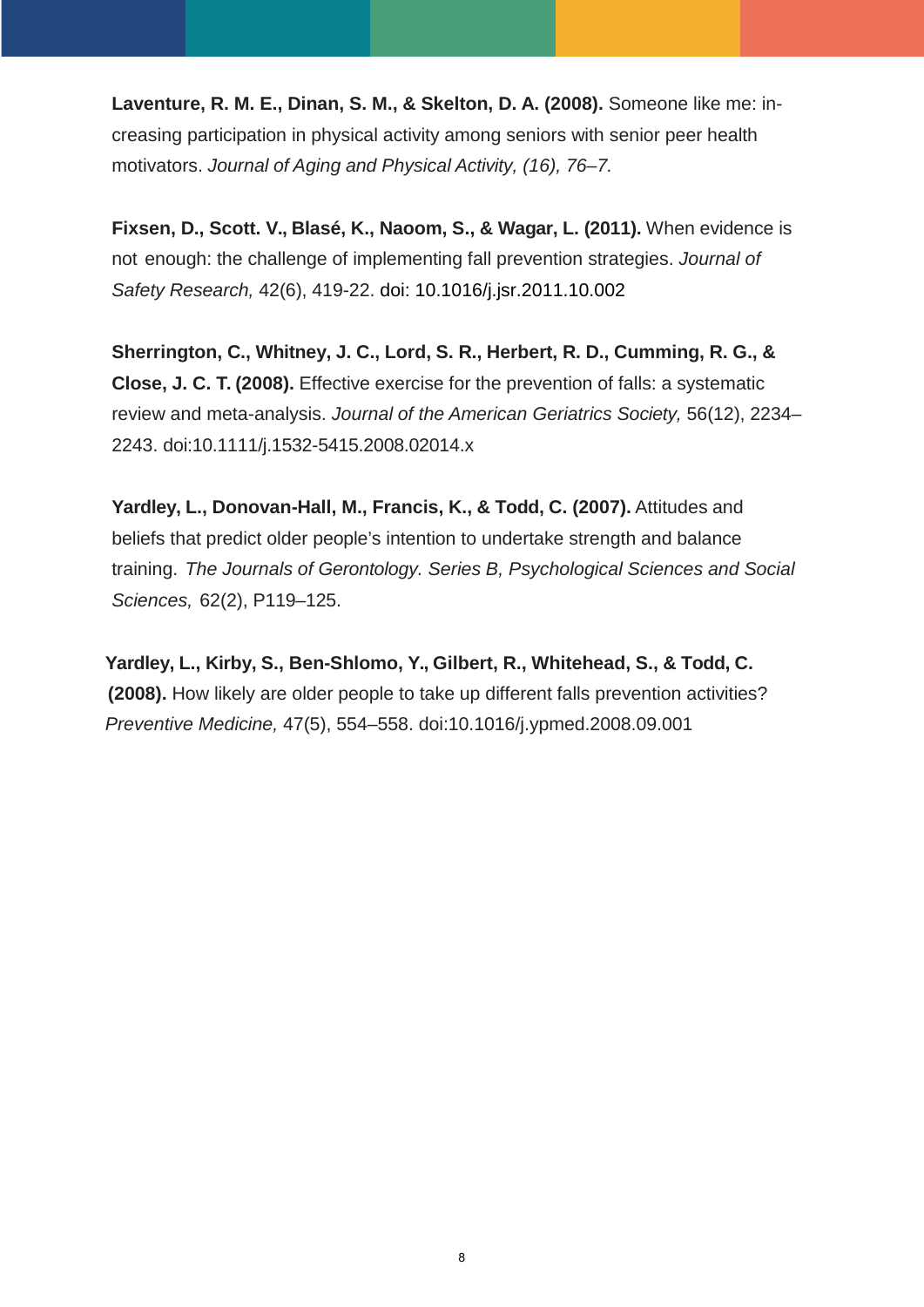**Laventure, R. M. E., Dinan, S. M., & Skelton, D. A. (2008).** Someone like me: increasing participation in physical activity among seniors with senior peer health motivators. *Journal of Aging and Physical Activity, (16), 76–7.*

**Fixsen, D., Scott. V., Blasé, K., Naoom, S., & Wagar, L. (2011).** When evidence is not enough: the challenge of implementing fall prevention strategies. *Journal of Safety Research,* 42(6), 419-22. doi: 10.1016/j.jsr.2011.10.002

**Sherrington, C., Whitney, J. C., Lord, S. R., Herbert, R. D., Cumming, R. G., & Close, J. C. T. (2008).** Effective exercise for the prevention of falls: a systematic review and meta-analysis. *Journal of the American Geriatrics Society,* 56(12), 2234–2243. doi:10.1111/j.1532-5415.2008.02014.x

**Yardley, L., Donovan-Hall, M., Francis, K., & Todd, C. (2007).** Attitudes and beliefs that predict older people's intention to undertake strength and balance training. *The Journals of Gerontology. Series B, Psychological Sciences and Social Sciences,* 62(2), P119–125.

**Yardley, L., Kirby, S., Ben-Shlomo, Y., Gilbert, R., Whitehead, S., & Todd, C. (2008).** How likely are older people to take up different falls prevention activities? *Preventive Medicine,* 47(5), 554–558. doi:10.1016/j.ypmed.2008.09.001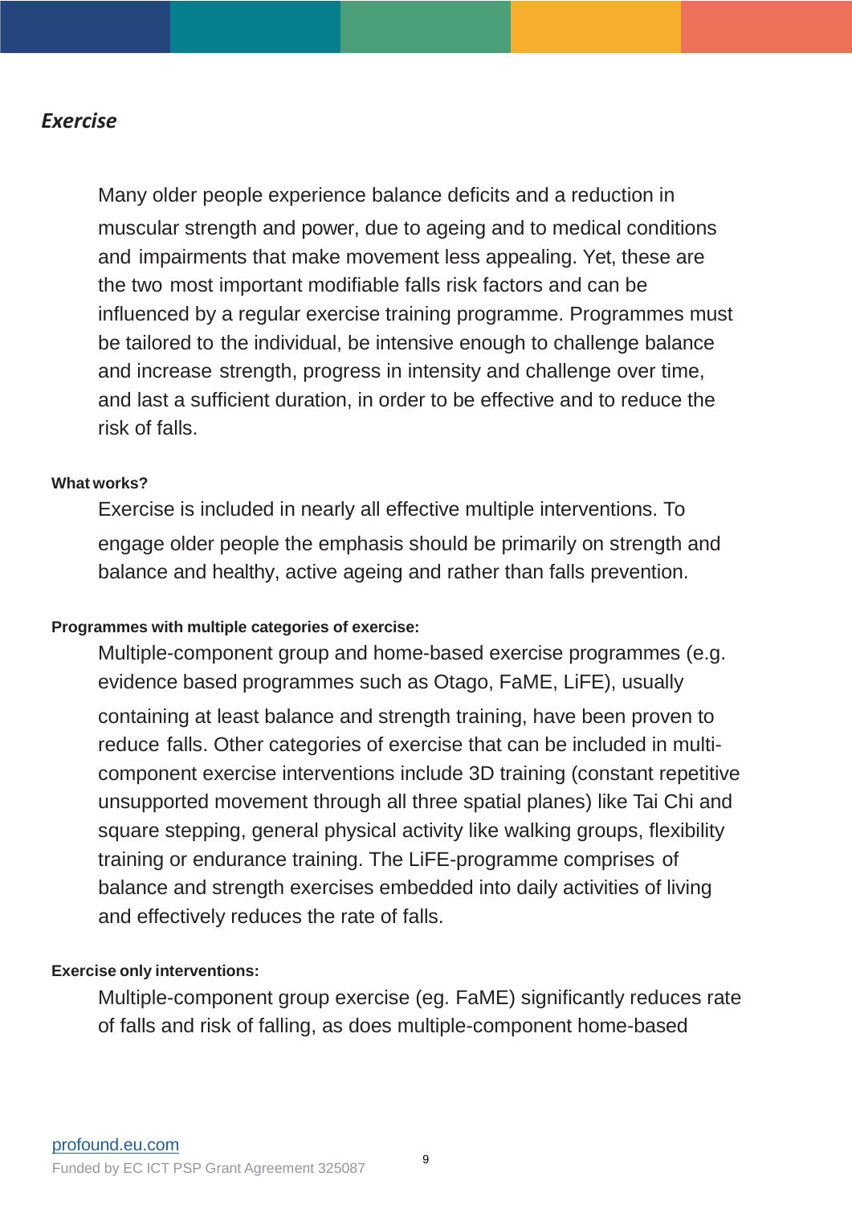## *Exercise*

Many older people experience balance deficits and a reduction in muscular strength and power, due to ageing and to medical conditions and impairments that make movement less appealing. Yet, these are the two most important modifiable falls risk factors and can be influenced by a regular exercise training programme. Programmes must be tailored to the individual, be intensive enough to challenge balance and increase strength, progress in intensity and challenge over time, and last a sufficient duration, in order to be effective and to reduce the risk of falls.

**What works?**

Exercise is included in nearly all effective multiple interventions. To engage older people the emphasis should be primarily on strength and balance and healthy, active ageing and rather than falls prevention.

**Programmes with multiple categories of exercise:**

Multiple-component group and home-based exercise programmes (e.g. evidence based programmes such as Otago, FaME, LiFE), usually containing at least balance and strength training, have been proven to reduce falls. Other categories of exercise that can be included in multi-component exercise interventions include 3D training (constant repetitive unsupported movement through all three spatial planes) like Tai Chi and square stepping, general physical activity like walking groups, flexibility training or endurance training. The LiFE-programme comprises of balance and strength exercises embedded into daily activities of living and effectively reduces the rate of falls.

**Exercise only interventions:**

Multiple-component group exercise (eg. FaME) significantly reduces rate of falls and risk of falling, as does multiple-component home-based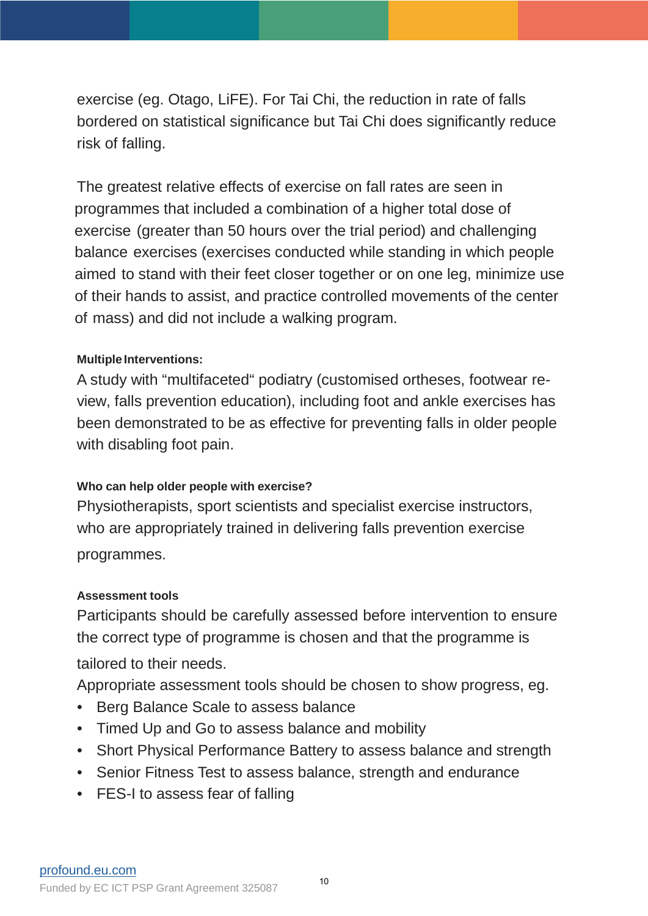exercise (eg. Otago, LiFE). For Tai Chi, the reduction in rate of falls bordered on statistical significance but Tai Chi does significantly reduce risk of falling.

The greatest relative effects of exercise on fall rates are seen in programmes that included a combination of a higher total dose of exercise (greater than 50 hours over the trial period) and challenging balance exercises (exercises conducted while standing in which people aimed to stand with their feet closer together or on one leg, minimize use of their hands to assist, and practice controlled movements of the center of mass) and did not include a walking program.

**Multiple Interventions:**

A study with “multifaceted“ podiatry (customised ortheses, footwear review, falls prevention education), including foot and ankle exercises has been demonstrated to be as effective for preventing falls in older people with disabling foot pain.

**Who can help older people with exercise?**

Physiotherapists, sport scientists and specialist exercise instructors, who are appropriately trained in delivering falls prevention exercise programmes.

**Assessment tools**

Participants should be carefully assessed before intervention to ensure the correct type of programme is chosen and that the programme is tailored to their needs.

Appropriate assessment tools should be chosen to show progress, eg.

- Berg Balance Scale to assess balance
- Timed Up and Go to assess balance and mobility
- Short Physical Performance Battery to assess balance and strength
- Senior Fitness Test to assess balance, strength and endurance
- FES-I to assess fear of falling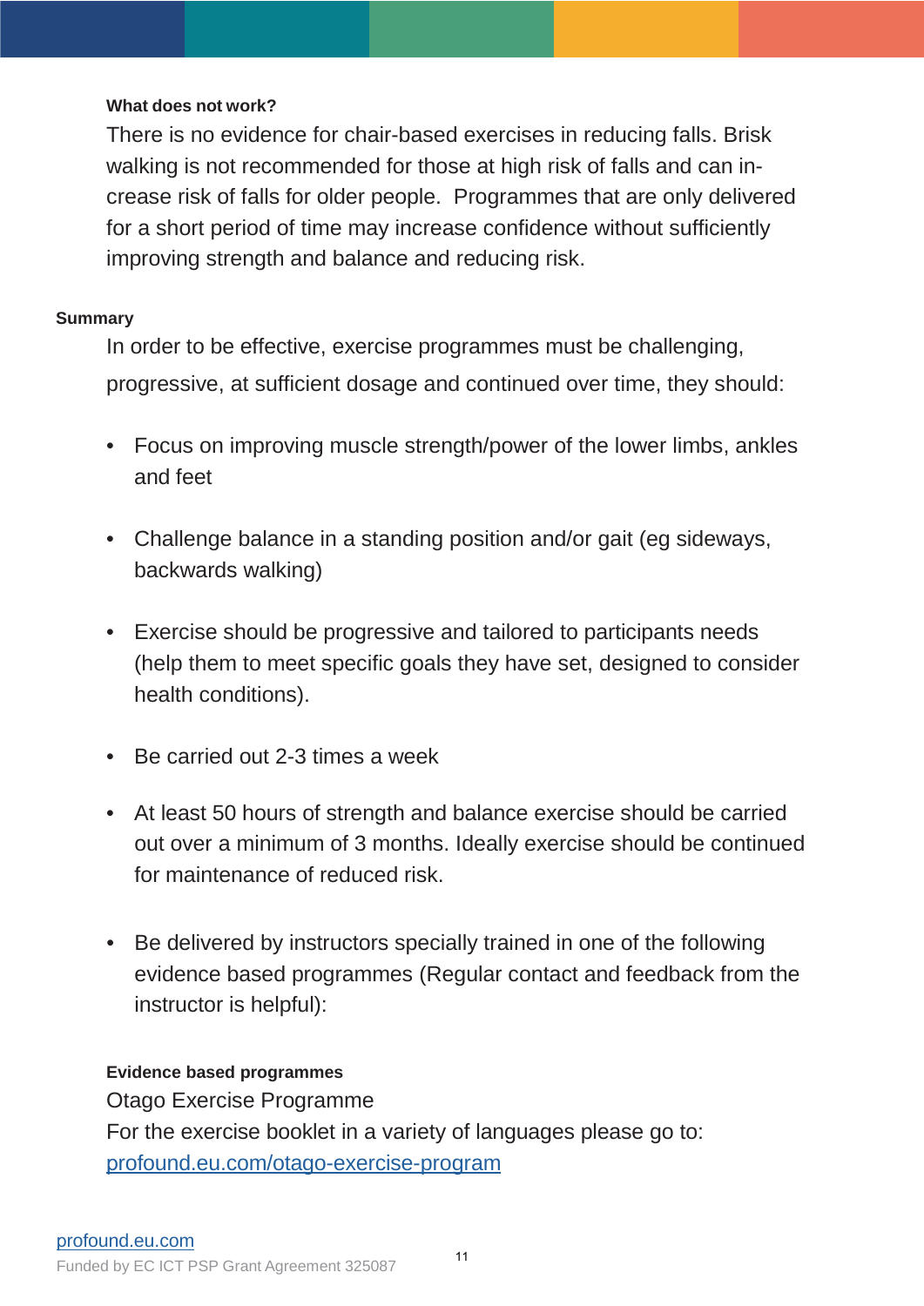#### What does not work?

There is no evidence for chair-based exercises in reducing falls. Brisk walking is not recommended for those at high risk of falls and can increase risk of falls for older people. Programmes that are only delivered for a short period of time may increase confidence without sufficiently improving strength and balance and reducing risk.

#### Summary

In order to be effective, exercise programmes must be challenging, progressive, at sufficient dosage and continued over time, they should:

- Focus on improving muscle strength/power of the lower limbs, ankles and feet
- Challenge balance in a standing position and/or gait (eg sideways, backwards walking)
- Exercise should be progressive and tailored to participants needs (help them to meet specific goals they have set, designed to consider health conditions).
- Be carried out 2-3 times a week
- At least 50 hours of strength and balance exercise should be carried out over a minimum of 3 months. Ideally exercise should be continued for maintenance of reduced risk.
- Be delivered by instructors specially trained in one of the following evidence based programmes (Regular contact and feedback from the instructor is helpful):

#### Evidence based programmes

Otago Exercise Programme

For the exercise booklet in a variety of languages please go to:
profound.eu.com/otago-exercise-program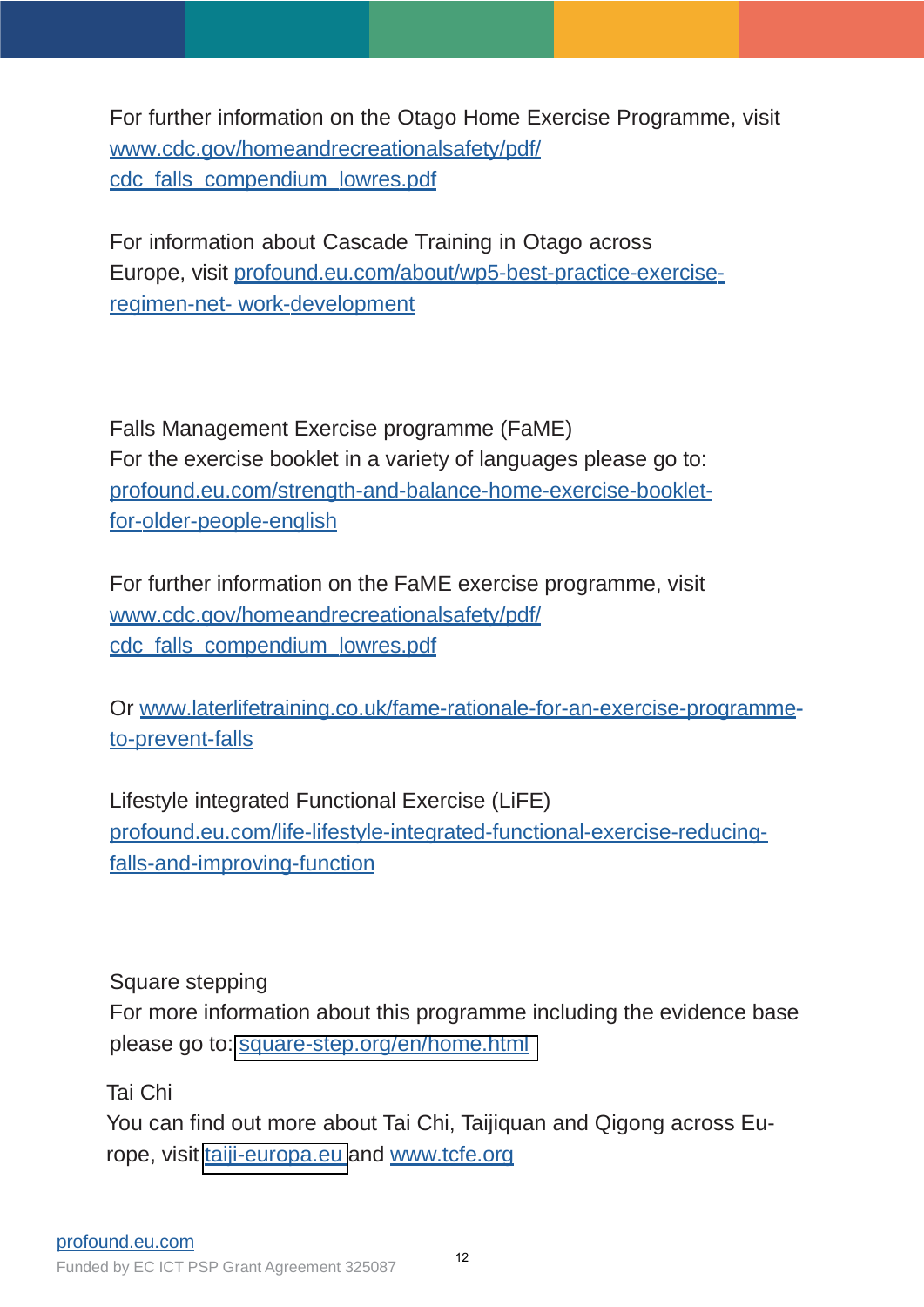For further information on the Otago Home Exercise Programme, visit www.cdc.gov/homeandrecreationalsafety/pdf/cdc_falls_compendium_lowres.pdf

For information about Cascade Training in Otago across Europe, visit profound.eu.com/about/wp5-best-practice-exercise-regimen-net- work-development

Falls Management Exercise programme (FaME)
For the exercise booklet in a variety of languages please go to: profound.eu.com/strength-and-balance-home-exercise-booklet-for-older-people-english

For further information on the FaME exercise programme, visit www.cdc.gov/homeandrecreationalsafety/pdf/cdc_falls_compendium_lowres.pdf

Or www.laterlifetraining.co.uk/fame-rationale-for-an-exercise-programme-to-prevent-falls

Lifestyle integrated Functional Exercise (LiFE)
profound.eu.com/life-lifestyle-integrated-functional-exercise-reducing-falls-and-improving-function

Square stepping
For more information about this programme including the evidence base please go to: square-step.org/en/home.html

Tai Chi
You can find out more about Tai Chi, Taijiquan and Qigong across Europe, visit taiji-europa.eu and www.tcfe.org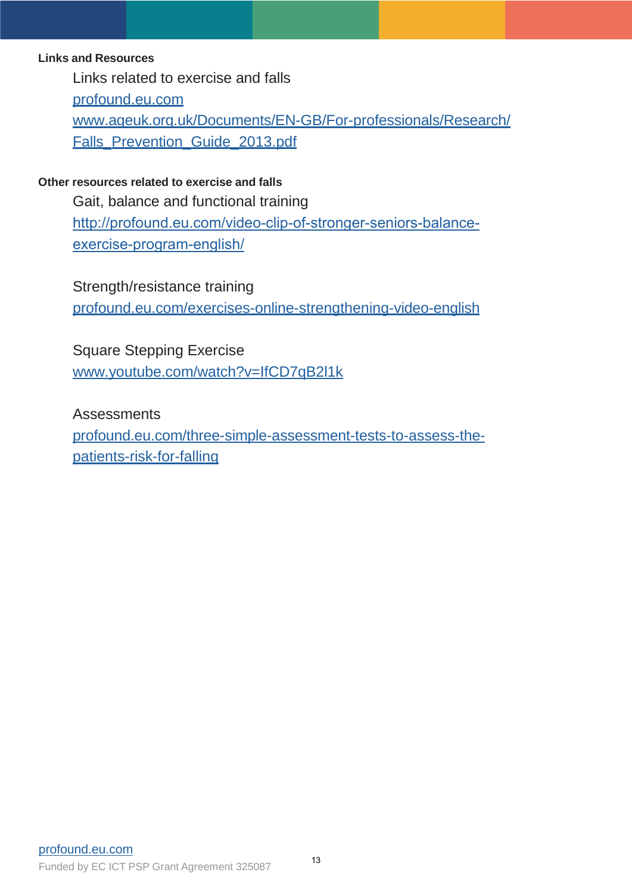**Links and Resources**

Links related to exercise and falls

profound.eu.com

www.ageuk.org.uk/Documents/EN-GB/For-professionals/Research/Falls_Prevention_Guide_2013.pdf

**Other resources related to exercise and falls**

Gait, balance and functional training

http://profound.eu.com/video-clip-of-stronger-seniors-balance-exercise-program-english/

Strength/resistance training

profound.eu.com/exercises-online-strengthening-video-english

Square Stepping Exercise

www.youtube.com/watch?v=IfCD7qB2l1k

Assessments

profound.eu.com/three-simple-assessment-tests-to-assess-the-patients-risk-for-falling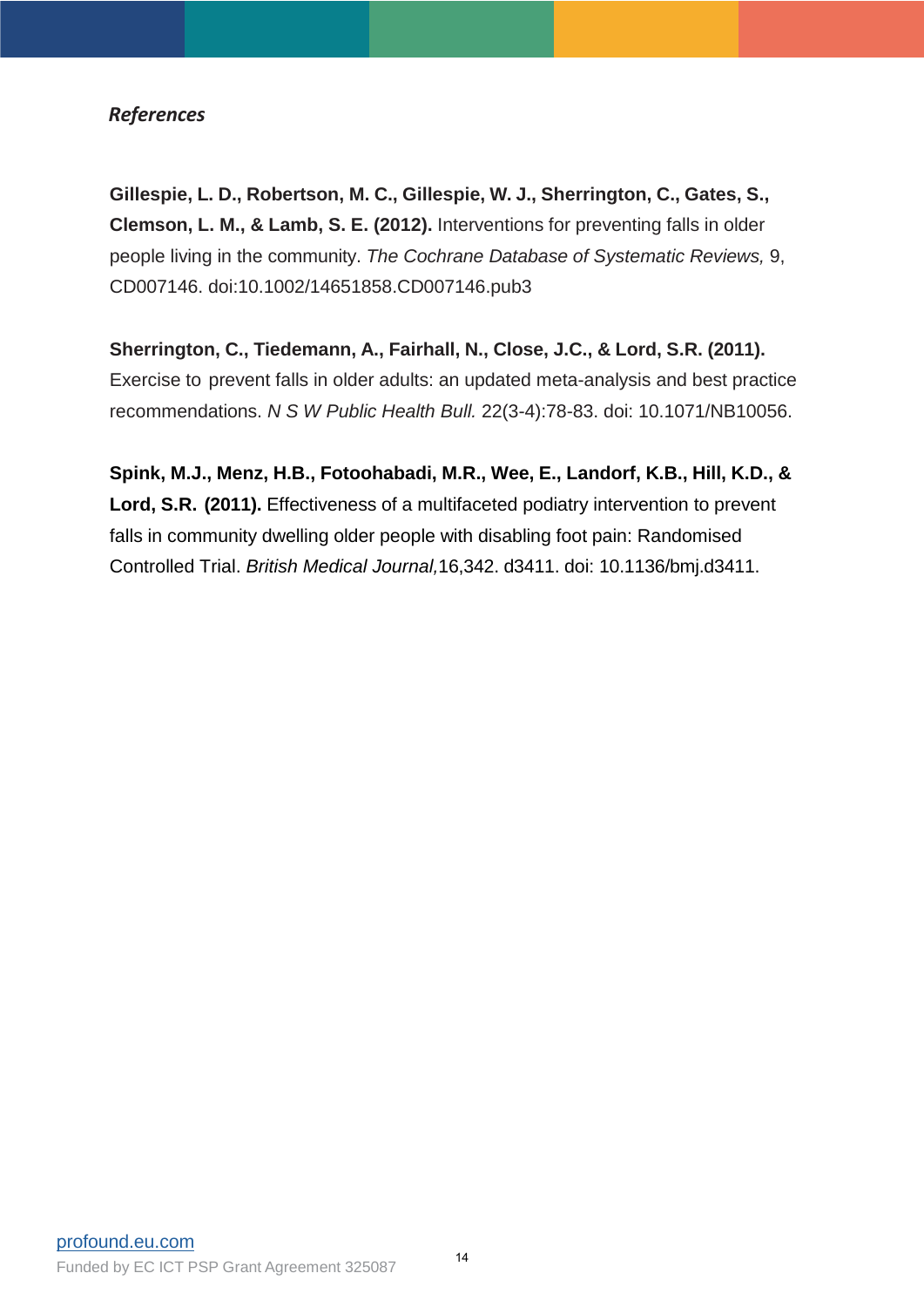### *References*

**Gillespie, L. D., Robertson, M. C., Gillespie, W. J., Sherrington, C., Gates, S., Clemson, L. M., & Lamb, S. E. (2012).** Interventions for preventing falls in older people living in the community. *The Cochrane Database of Systematic Reviews,* 9, CD007146. doi:10.1002/14651858.CD007146.pub3

**Sherrington, C., Tiedemann, A., Fairhall, N., Close, J.C., & Lord, S.R. (2011).** Exercise to prevent falls in older adults: an updated meta-analysis and best practice recommendations. *N S W Public Health Bull.* 22(3-4):78-83. doi: 10.1071/NB10056.

**Spink, M.J., Menz, H.B., Fotoohabadi, M.R., Wee, E., Landorf, K.B., Hill, K.D., & Lord, S.R. (2011).** Effectiveness of a multifaceted podiatry intervention to prevent falls in community dwelling older people with disabling foot pain: Randomised Controlled Trial. *British Medical Journal,*16,342. d3411. doi: 10.1136/bmj.d3411.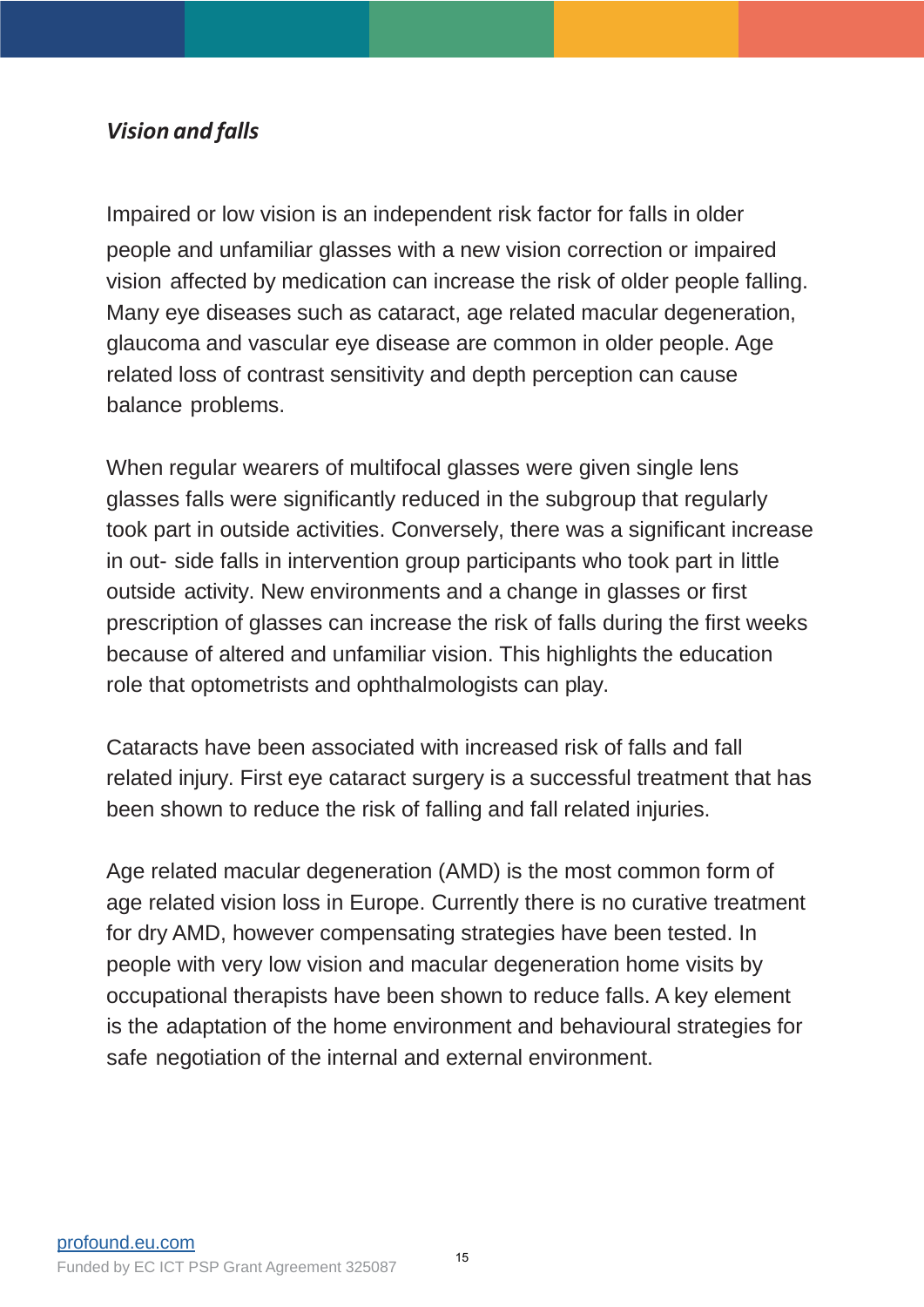### *Vision and falls*

Impaired or low vision is an independent risk factor for falls in older people and unfamiliar glasses with a new vision correction or impaired vision affected by medication can increase the risk of older people falling. Many eye diseases such as cataract, age related macular degeneration, glaucoma and vascular eye disease are common in older people. Age related loss of contrast sensitivity and depth perception can cause balance problems.

When regular wearers of multifocal glasses were given single lens glasses falls were significantly reduced in the subgroup that regularly took part in outside activities. Conversely, there was a significant increase in out- side falls in intervention group participants who took part in little outside activity. New environments and a change in glasses or first prescription of glasses can increase the risk of falls during the first weeks because of altered and unfamiliar vision. This highlights the education role that optometrists and ophthalmologists can play.

Cataracts have been associated with increased risk of falls and fall related injury. First eye cataract surgery is a successful treatment that has been shown to reduce the risk of falling and fall related injuries.

Age related macular degeneration (AMD) is the most common form of age related vision loss in Europe. Currently there is no curative treatment for dry AMD, however compensating strategies have been tested. In people with very low vision and macular degeneration home visits by occupational therapists have been shown to reduce falls. A key element is the adaptation of the home environment and behavioural strategies for safe negotiation of the internal and external environment.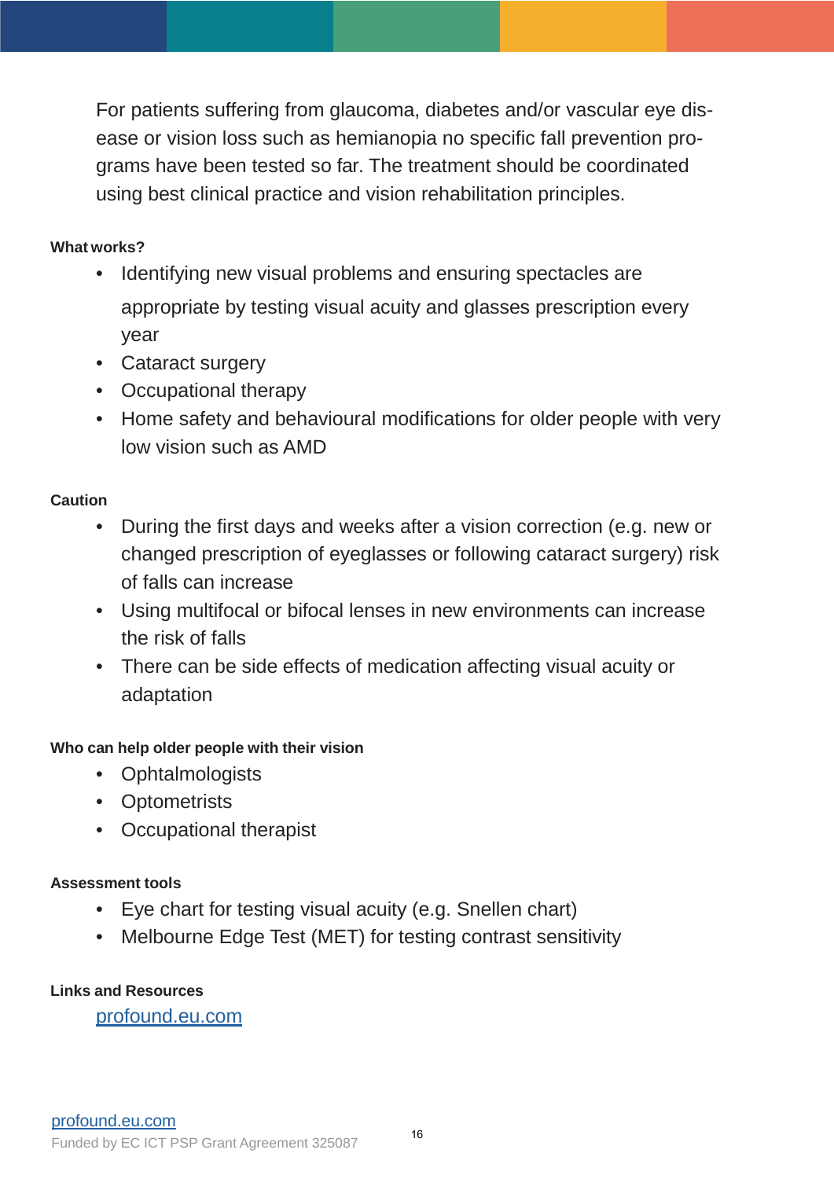For patients suffering from glaucoma, diabetes and/or vascular eye disease or vision loss such as hemianopia no specific fall prevention programs have been tested so far. The treatment should be coordinated using best clinical practice and vision rehabilitation principles.

**What works?**

- Identifying new visual problems and ensuring spectacles are appropriate by testing visual acuity and glasses prescription every year
- Cataract surgery
- Occupational therapy
- Home safety and behavioural modifications for older people with very low vision such as AMD

**Caution**

- During the first days and weeks after a vision correction (e.g. new or changed prescription of eyeglasses or following cataract surgery) risk of falls can increase
- Using multifocal or bifocal lenses in new environments can increase the risk of falls
- There can be side effects of medication affecting visual acuity or adaptation

**Who can help older people with their vision**

- Ophtalmologists
- Optometrists
- Occupational therapist

**Assessment tools**

- Eye chart for testing visual acuity (e.g. Snellen chart)
- Melbourne Edge Test (MET) for testing contrast sensitivity

**Links and Resources**

[profound.eu.com](profound.eu.com)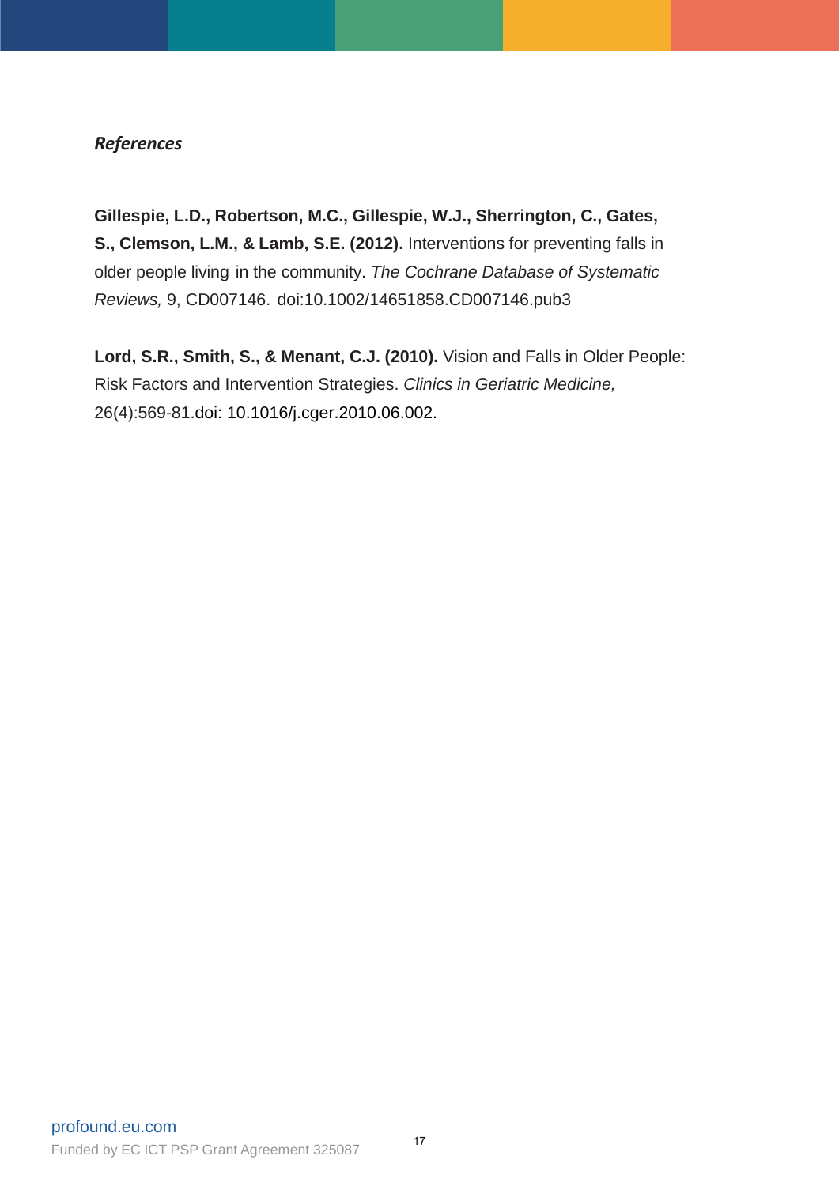***References***

**Gillespie, L.D., Robertson, M.C., Gillespie, W.J., Sherrington, C., Gates, S., Clemson, L.M., & Lamb, S.E. (2012).** Interventions for preventing falls in older people living in the community. *The Cochrane Database of Systematic Reviews,* 9, CD007146. doi:10.1002/14651858.CD007146.pub3

**Lord, S.R., Smith, S., & Menant, C.J. (2010).** Vision and Falls in Older People: Risk Factors and Intervention Strategies. *Clinics in Geriatric Medicine,* 26(4):569-81.doi: 10.1016/j.cger.2010.06.002.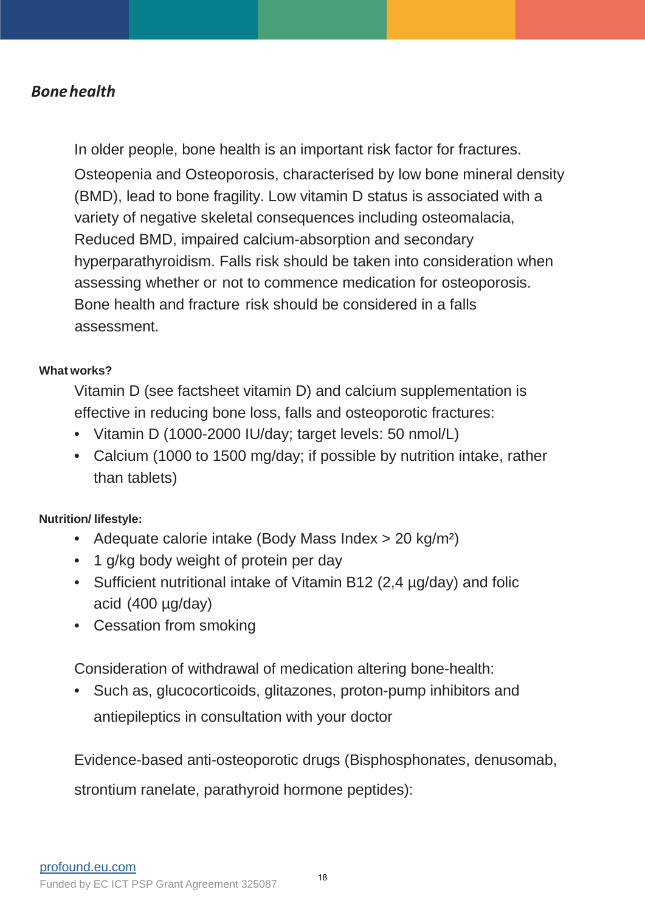## *Bone health*

In older people, bone health is an important risk factor for fractures. Osteopenia and Osteoporosis, characterised by low bone mineral density (BMD), lead to bone fragility. Low vitamin D status is associated with a variety of negative skeletal consequences including osteomalacia, Reduced BMD, impaired calcium-absorption and secondary hyperparathyroidism. Falls risk should be taken into consideration when assessing whether or not to commence medication for osteoporosis. Bone health and fracture risk should be considered in a falls assessment.

**What works?**

Vitamin D (see factsheet vitamin D) and calcium supplementation is effective in reducing bone loss, falls and osteoporotic fractures:

- Vitamin D (1000-2000 IU/day; target levels: 50 nmol/L)
- Calcium (1000 to 1500 mg/day; if possible by nutrition intake, rather than tablets)

**Nutrition/ lifestyle:**

- Adequate calorie intake (Body Mass Index > 20 kg/m$^2$)
- 1 g/kg body weight of protein per day
- Sufficient nutritional intake of Vitamin B12 (2,4 µg/day) and folic acid (400 µg/day)
- Cessation from smoking

Consideration of withdrawal of medication altering bone-health:

- Such as, glucocorticoids, glitazones, proton-pump inhibitors and antiepileptics in consultation with your doctor

Evidence-based anti-osteoporotic drugs (Bisphosphonates, denusomab, strontium ranelate, parathyroid hormone peptides):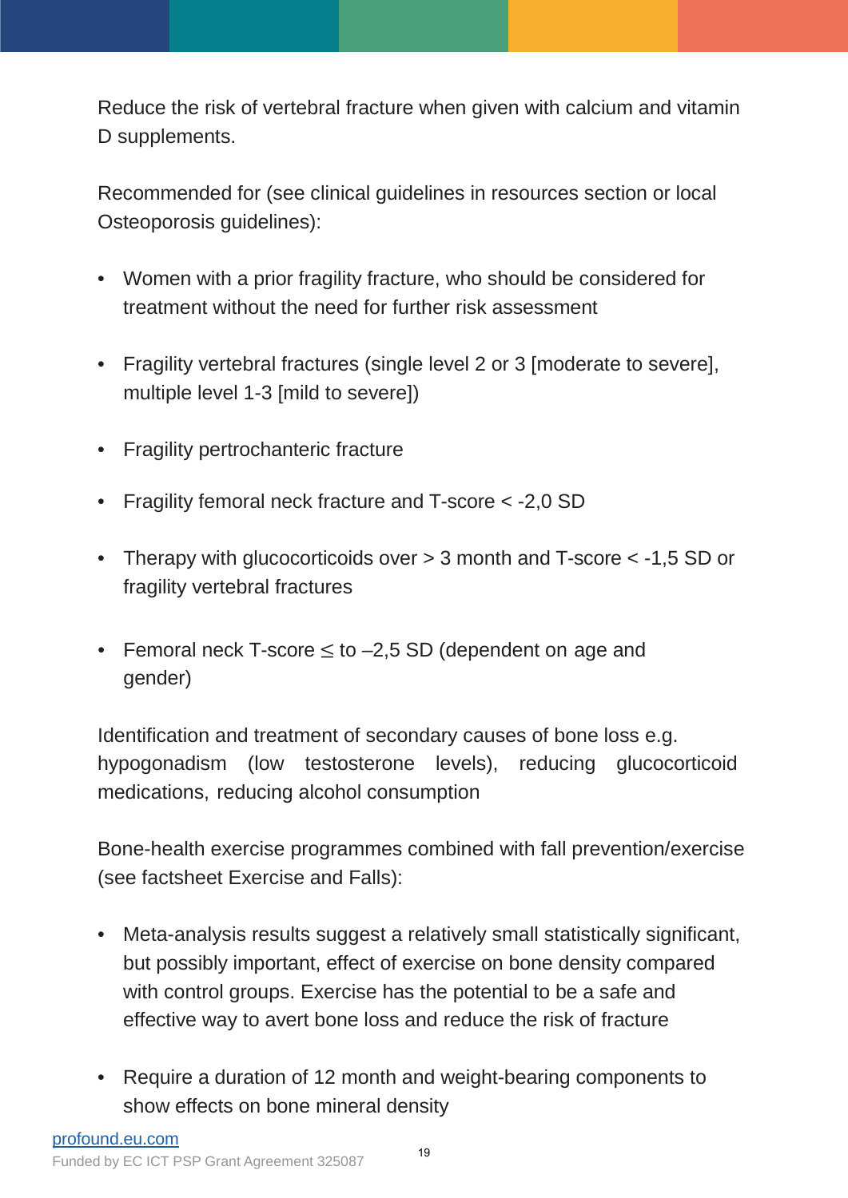Reduce the risk of vertebral fracture when given with calcium and vitamin D supplements.

Recommended for (see clinical guidelines in resources section or local Osteoporosis guidelines):

- Women with a prior fragility fracture, who should be considered for treatment without the need for further risk assessment
- Fragility vertebral fractures (single level 2 or 3 [moderate to severe], multiple level 1-3 [mild to severe])
- Fragility pertrochanteric fracture
- Fragility femoral neck fracture and T-score < -2,0 SD
- Therapy with glucocorticoids over > 3 month and T-score < -1,5 SD or fragility vertebral fractures
- Femoral neck T-score ≤ to –2,5 SD (dependent on age and gender)

Identification and treatment of secondary causes of bone loss e.g. hypogonadism (low testosterone levels), reducing glucocorticoid medications, reducing alcohol consumption

Bone-health exercise programmes combined with fall prevention/exercise (see factsheet Exercise and Falls):

- Meta-analysis results suggest a relatively small statistically significant, but possibly important, effect of exercise on bone density compared with control groups. Exercise has the potential to be a safe and effective way to avert bone loss and reduce the risk of fracture
- Require a duration of 12 month and weight-bearing components to show effects on bone mineral density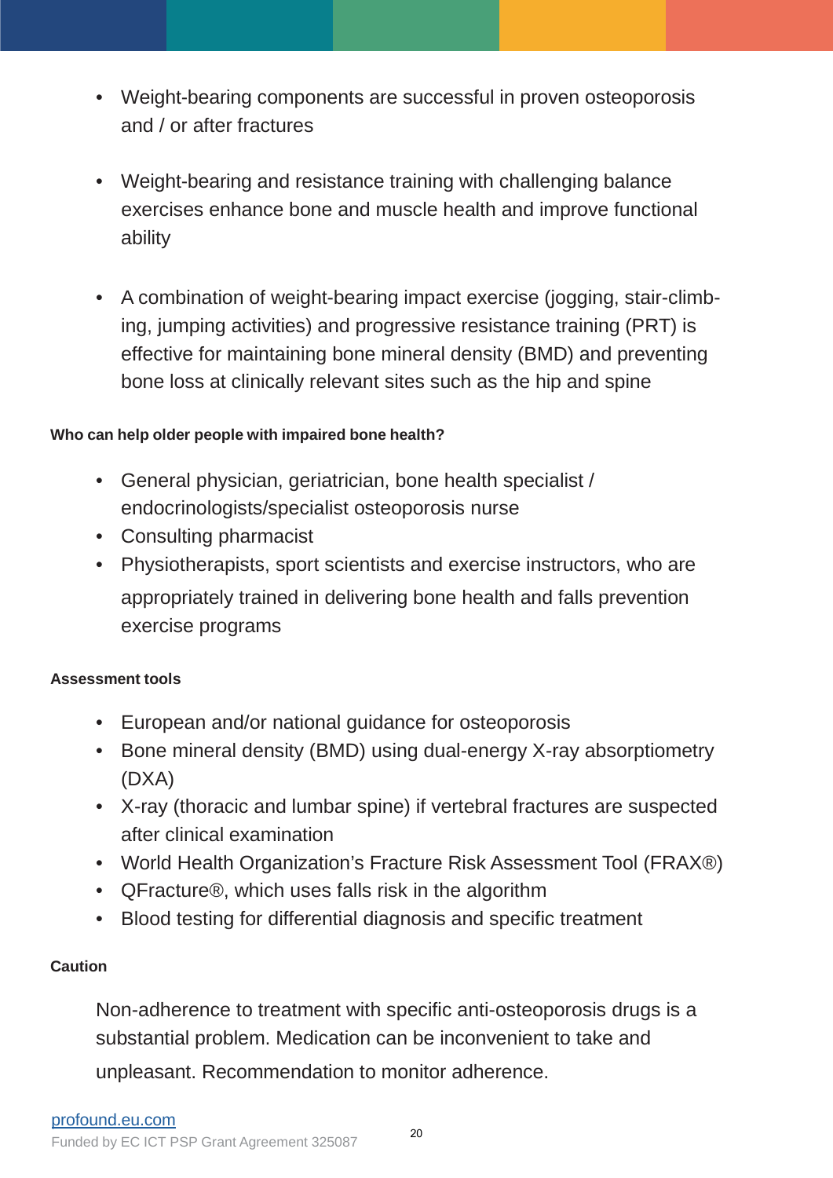- Weight-bearing components are successful in proven osteoporosis and / or after fractures

- Weight-bearing and resistance training with challenging balance exercises enhance bone and muscle health and improve functional ability

- A combination of weight-bearing impact exercise (jogging, stair-climbing, jumping activities) and progressive resistance training (PRT) is effective for maintaining bone mineral density (BMD) and preventing bone loss at clinically relevant sites such as the hip and spine

**Who can help older people with impaired bone health?**

- General physician, geriatrician, bone health specialist / endocrinologists/specialist osteoporosis nurse
- Consulting pharmacist
- Physiotherapists, sport scientists and exercise instructors, who are appropriately trained in delivering bone health and falls prevention exercise programs

**Assessment tools**

- European and/or national guidance for osteoporosis
- Bone mineral density (BMD) using dual-energy X-ray absorptiometry (DXA)
- X-ray (thoracic and lumbar spine) if vertebral fractures are suspected after clinical examination
- World Health Organization's Fracture Risk Assessment Tool (FRAX®)
- QFracture®, which uses falls risk in the algorithm
- Blood testing for differential diagnosis and specific treatment

**Caution**

Non-adherence to treatment with specific anti-osteoporosis drugs is a substantial problem. Medication can be inconvenient to take and unpleasant. Recommendation to monitor adherence.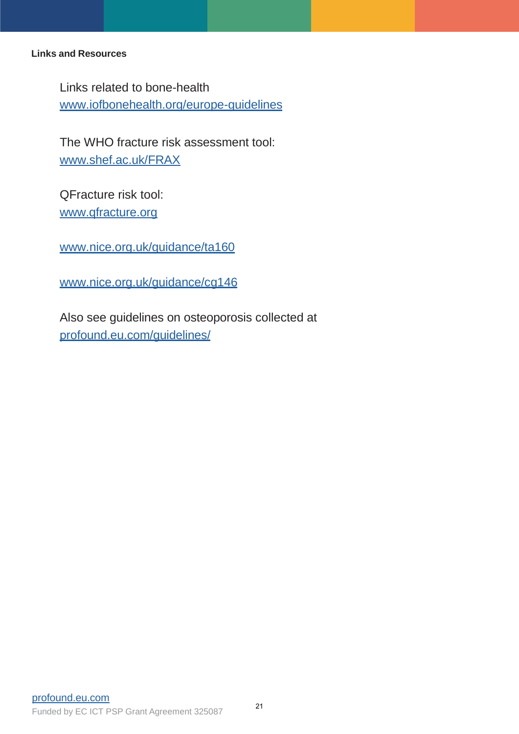**Links and Resources**

Links related to bone-health
www.iofbonehealth.org/europe-guidelines

The WHO fracture risk assessment tool:
www.shef.ac.uk/FRAX

QFracture risk tool:
www.qfracture.org

www.nice.org.uk/guidance/ta160

www.nice.org.uk/guidance/cg146

Also see guidelines on osteoporosis collected at
profound.eu.com/guidelines/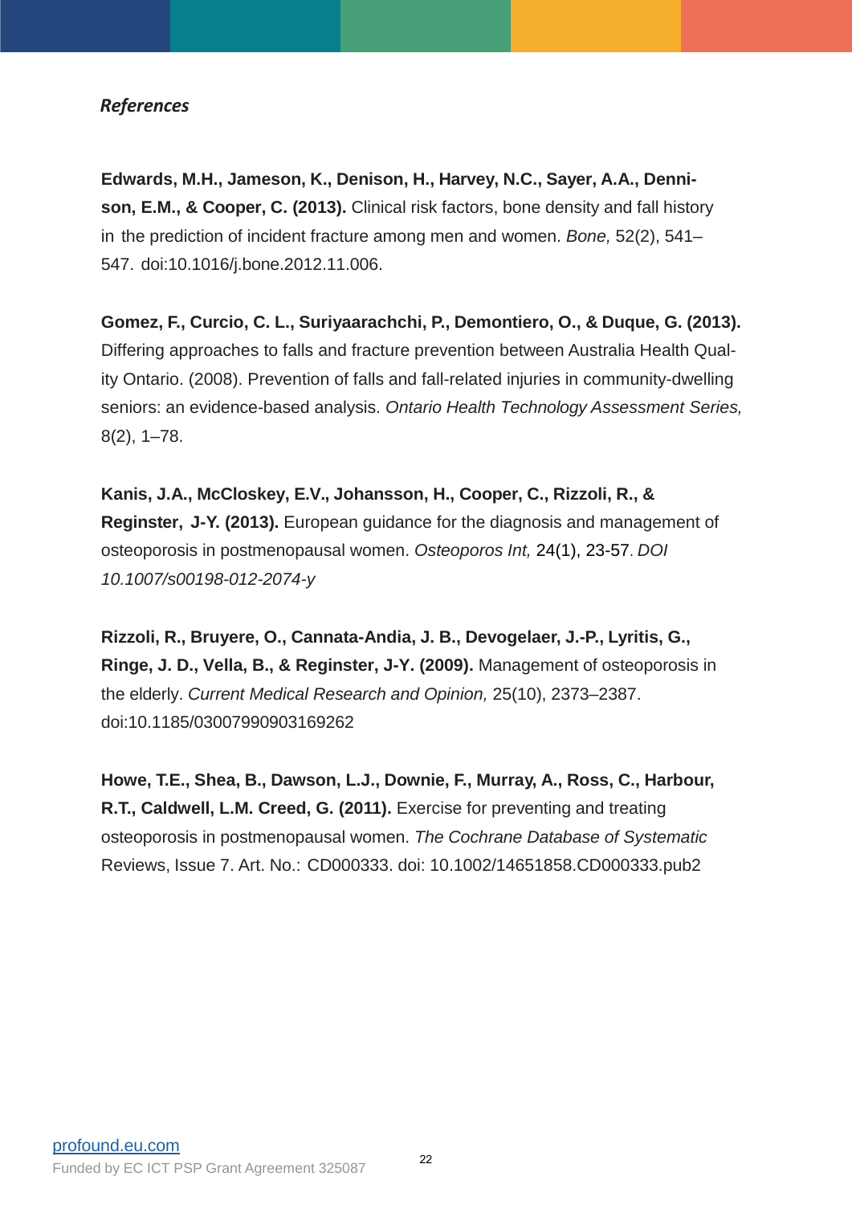### *References*

**Edwards, M.H., Jameson, K., Denison, H., Harvey, N.C., Sayer, A.A., Dennison, E.M., & Cooper, C. (2013).** Clinical risk factors, bone density and fall history in the prediction of incident fracture among men and women. *Bone,* 52(2), 541–547. doi:10.1016/j.bone.2012.11.006.

**Gomez, F., Curcio, C. L., Suriyaarachchi, P., Demontiero, O., & Duque, G. (2013).** Differing approaches to falls and fracture prevention between Australia Health Quality Ontario. (2008). Prevention of falls and fall-related injuries in community-dwelling seniors: an evidence-based analysis. *Ontario Health Technology Assessment Series,* 8(2), 1–78.

**Kanis, J.A., McCloskey, E.V., Johansson, H., Cooper, C., Rizzoli, R., & Reginster, J-Y. (2013).** European guidance for the diagnosis and management of osteoporosis in postmenopausal women. *Osteoporos Int,* 24(1), 23-57. *DOI 10.1007/s00198-012-2074-y*

**Rizzoli, R., Bruyere, O., Cannata-Andia, J. B., Devogelaer, J.-P., Lyritis, G., Ringe, J. D., Vella, B., & Reginster, J-Y. (2009).** Management of osteoporosis in the elderly. *Current Medical Research and Opinion,* 25(10), 2373–2387. doi:10.1185/03007990903169262

**Howe, T.E., Shea, B., Dawson, L.J., Downie, F., Murray, A., Ross, C., Harbour, R.T., Caldwell, L.M. Creed, G. (2011).** Exercise for preventing and treating osteoporosis in postmenopausal women. *The Cochrane Database of Systematic* Reviews, Issue 7. Art. No.: CD000333. doi: 10.1002/14651858.CD000333.pub2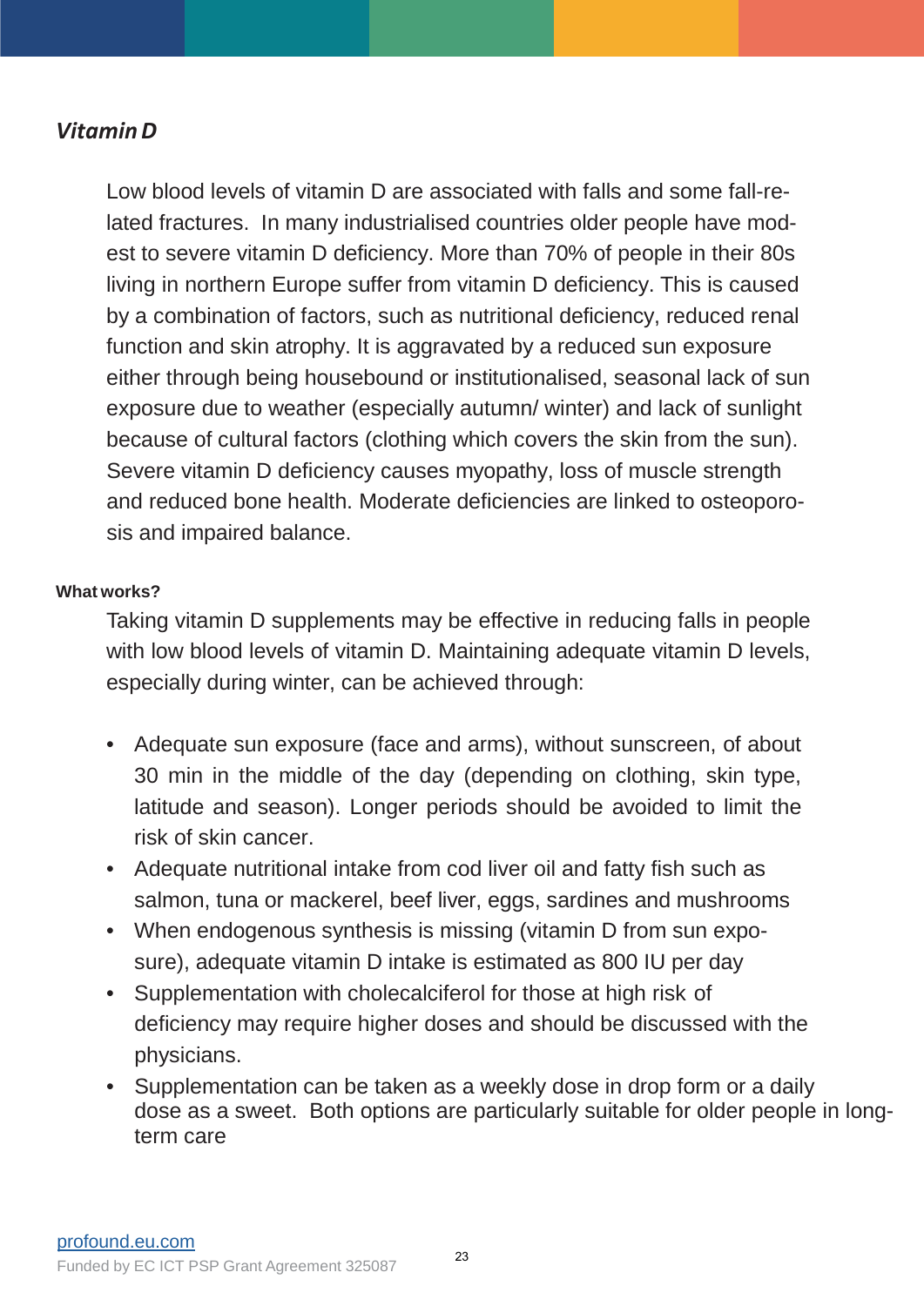### *Vitamin D*

Low blood levels of vitamin D are associated with falls and some fall-related fractures. In many industrialised countries older people have modest to severe vitamin D deficiency. More than 70% of people in their 80s living in northern Europe suffer from vitamin D deficiency. This is caused by a combination of factors, such as nutritional deficiency, reduced renal function and skin atrophy. It is aggravated by a reduced sun exposure either through being housebound or institutionalised, seasonal lack of sun exposure due to weather (especially autumn/ winter) and lack of sunlight because of cultural factors (clothing which covers the skin from the sun). Severe vitamin D deficiency causes myopathy, loss of muscle strength and reduced bone health. Moderate deficiencies are linked to osteoporosis and impaired balance.

**What works?**

Taking vitamin D supplements may be effective in reducing falls in people with low blood levels of vitamin D. Maintaining adequate vitamin D levels, especially during winter, can be achieved through:

- Adequate sun exposure (face and arms), without sunscreen, of about 30 min in the middle of the day (depending on clothing, skin type, latitude and season). Longer periods should be avoided to limit the risk of skin cancer.
- Adequate nutritional intake from cod liver oil and fatty fish such as salmon, tuna or mackerel, beef liver, eggs, sardines and mushrooms
- When endogenous synthesis is missing (vitamin D from sun exposure), adequate vitamin D intake is estimated as 800 IU per day
- Supplementation with cholecalciferol for those at high risk of deficiency may require higher doses and should be discussed with the physicians.
- Supplementation can be taken as a weekly dose in drop form or a daily dose as a sweet. Both options are particularly suitable for older people in long-term care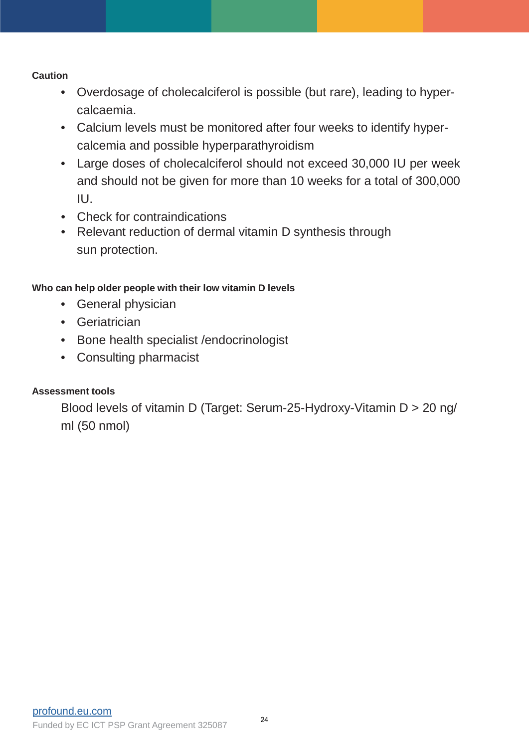**Caution**

- Overdosage of cholecalciferol is possible (but rare), leading to hyper-calcaemia.
- Calcium levels must be monitored after four weeks to identify hyper-calcemia and possible hyperparathyroidism
- Large doses of cholecalciferol should not exceed 30,000 IU per week and should not be given for more than 10 weeks for a total of 300,000 IU.
- Check for contraindications
- Relevant reduction of dermal vitamin D synthesis through sun protection.

**Who can help older people with their low vitamin D levels**

- General physician
- Geriatrician
- Bone health specialist /endocrinologist
- Consulting pharmacist

**Assessment tools**

Blood levels of vitamin D (Target: Serum-25-Hydroxy-Vitamin D > 20 ng/ml (50 nmol)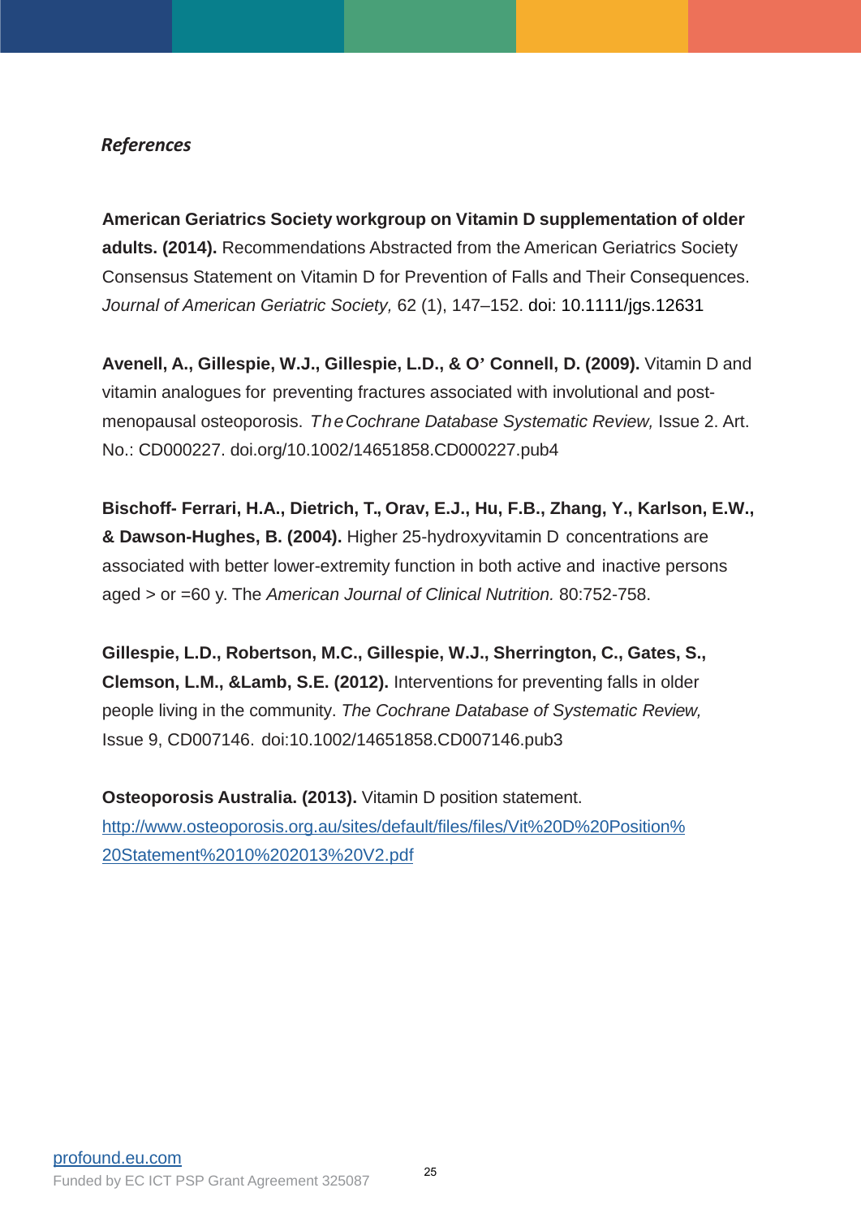### *References*

**American Geriatrics Society workgroup on Vitamin D supplementation of older adults. (2014).** Recommendations Abstracted from the American Geriatrics Society Consensus Statement on Vitamin D for Prevention of Falls and Their Consequences. *Journal of American Geriatric Society,* 62 (1), 147–152. doi: 10.1111/jgs.12631

**Avenell, A., Gillespie, W.J., Gillespie, L.D., & O' Connell, D. (2009).** Vitamin D and vitamin analogues for preventing fractures associated with involutional and post-menopausal osteoporosis. *The Cochrane Database Systematic Review,* Issue 2. Art. No.: CD000227. doi.org/10.1002/14651858.CD000227.pub4

**Bischoff- Ferrari, H.A., Dietrich, T., Orav, E.J., Hu, F.B., Zhang, Y., Karlson, E.W., & Dawson-Hughes, B. (2004).** Higher 25-hydroxyvitamin D concentrations are associated with better lower-extremity function in both active and inactive persons aged > or =60 y. The *American Journal of Clinical Nutrition.* 80:752-758.

**Gillespie, L.D., Robertson, M.C., Gillespie, W.J., Sherrington, C., Gates, S., Clemson, L.M., &Lamb, S.E. (2012).** Interventions for preventing falls in older people living in the community. *The Cochrane Database of Systematic Review,* Issue 9, CD007146. doi:10.1002/14651858.CD007146.pub3

**Osteoporosis Australia. (2013).** Vitamin D position statement. [http://www.osteoporosis.org.au/sites/default/files/files/Vit%20D%20Position%20Statement%2010%202013%20V2.pdf](http://www.osteoporosis.org.au/sites/default/files/files/Vit%20D%20Position%20Statement%2010%202013%20V2.pdf)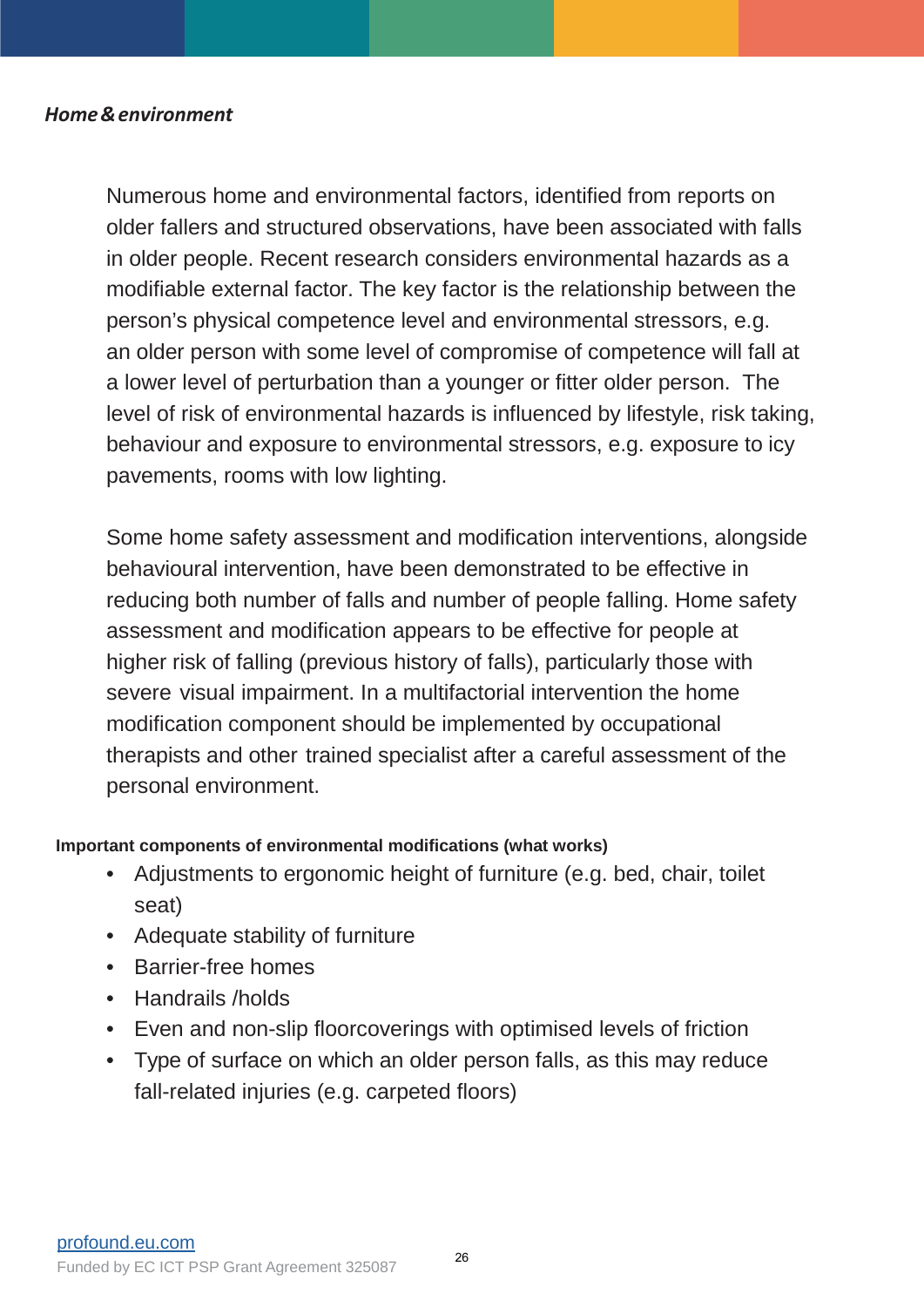***Home & environment***

Numerous home and environmental factors, identified from reports on older fallers and structured observations, have been associated with falls in older people. Recent research considers environmental hazards as a modifiable external factor. The key factor is the relationship between the person's physical competence level and environmental stressors, e.g. an older person with some level of compromise of competence will fall at a lower level of perturbation than a younger or fitter older person. The level of risk of environmental hazards is influenced by lifestyle, risk taking, behaviour and exposure to environmental stressors, e.g. exposure to icy pavements, rooms with low lighting.

Some home safety assessment and modification interventions, alongside behavioural intervention, have been demonstrated to be effective in reducing both number of falls and number of people falling. Home safety assessment and modification appears to be effective for people at higher risk of falling (previous history of falls), particularly those with severe visual impairment. In a multifactorial intervention the home modification component should be implemented by occupational therapists and other trained specialist after a careful assessment of the personal environment.

**Important components of environmental modifications (what works)**

- Adjustments to ergonomic height of furniture (e.g. bed, chair, toilet seat)
- Adequate stability of furniture
- Barrier-free homes
- Handrails /holds
- Even and non-slip floorcoverings with optimised levels of friction
- Type of surface on which an older person falls, as this may reduce fall-related injuries (e.g. carpeted floors)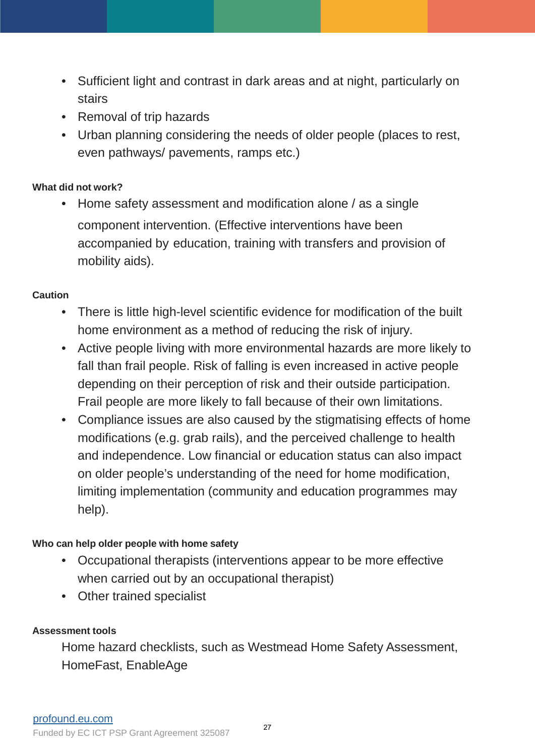- Sufficient light and contrast in dark areas and at night, particularly on stairs
- Removal of trip hazards
- Urban planning considering the needs of older people (places to rest, even pathways/ pavements, ramps etc.)

**What did not work?**

- Home safety assessment and modification alone / as a single component intervention. (Effective interventions have been accompanied by education, training with transfers and provision of mobility aids).

**Caution**

- There is little high-level scientific evidence for modification of the built home environment as a method of reducing the risk of injury.
- Active people living with more environmental hazards are more likely to fall than frail people. Risk of falling is even increased in active people depending on their perception of risk and their outside participation. Frail people are more likely to fall because of their own limitations.
- Compliance issues are also caused by the stigmatising effects of home modifications (e.g. grab rails), and the perceived challenge to health and independence. Low financial or education status can also impact on older people's understanding of the need for home modification, limiting implementation (community and education programmes may help).

**Who can help older people with home safety**

- Occupational therapists (interventions appear to be more effective when carried out by an occupational therapist)
- Other trained specialist

**Assessment tools**

Home hazard checklists, such as Westmead Home Safety Assessment, HomeFast, EnableAge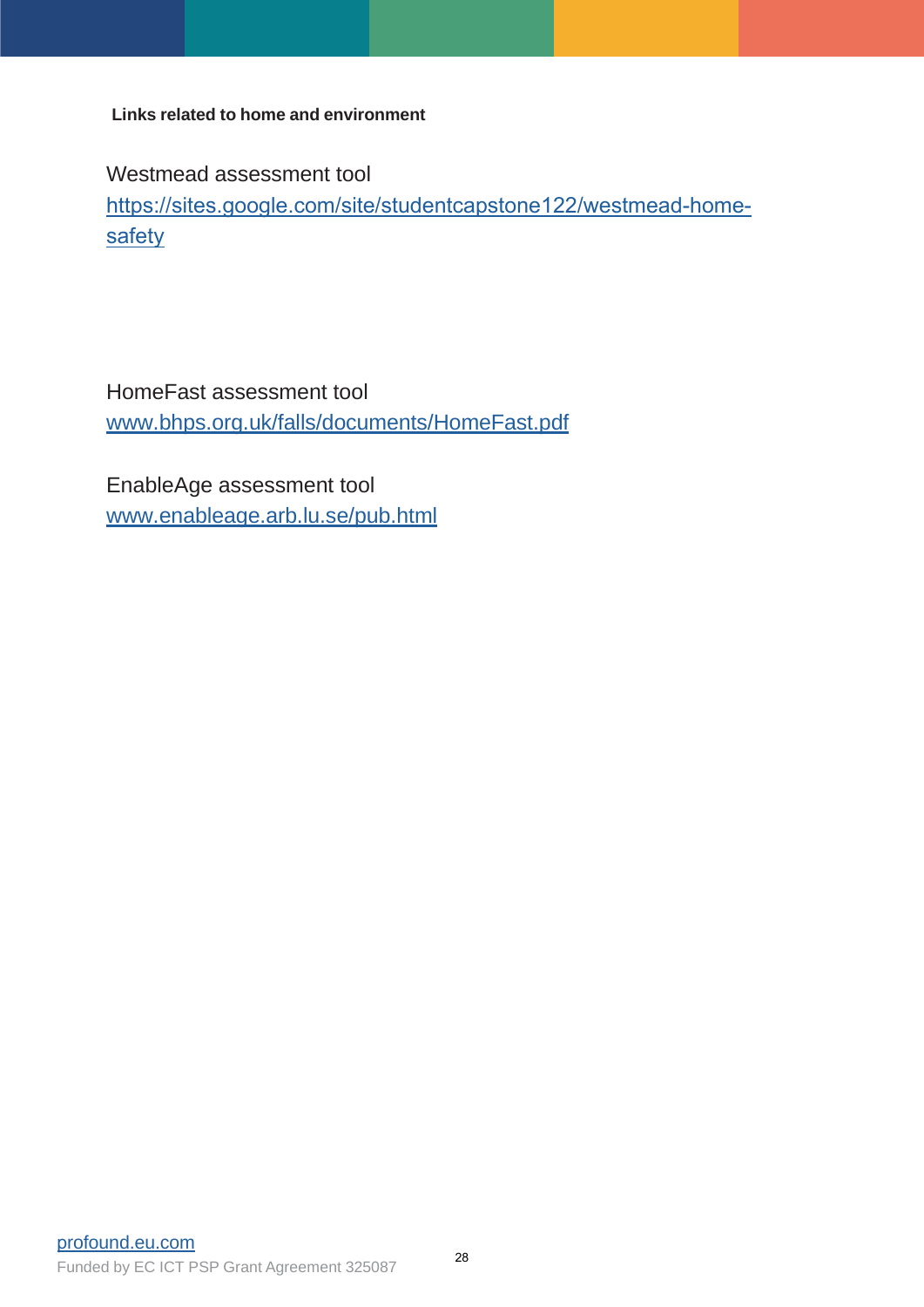**Links related to home and environment**

Westmead assessment tool
https://sites.google.com/site/studentcapstone122/westmead-home-safety

HomeFast assessment tool
www.bhps.org.uk/falls/documents/HomeFast.pdf

EnableAge assessment tool
www.enableage.arb.lu.se/pub.html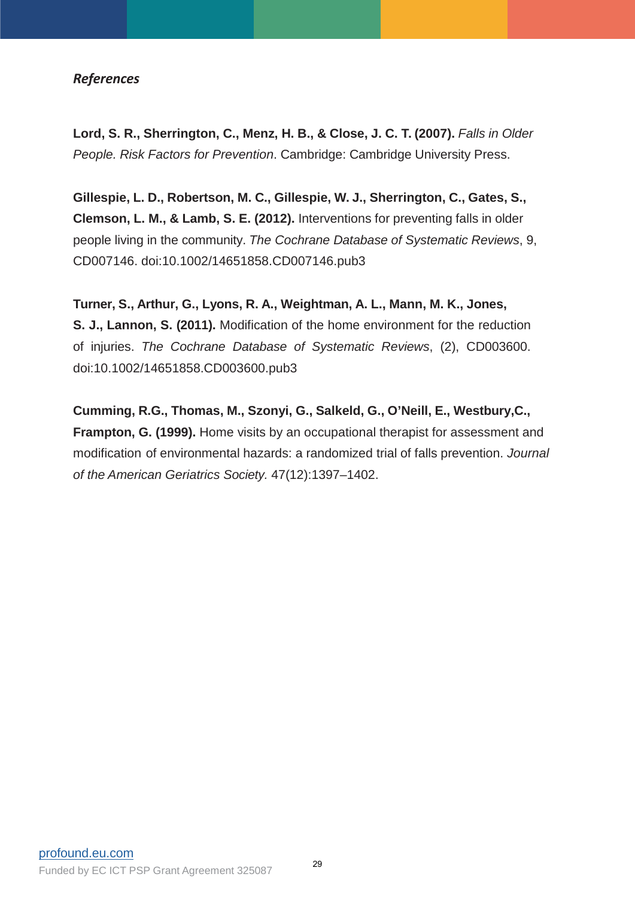### *References*

**Lord, S. R., Sherrington, C., Menz, H. B., & Close, J. C. T. (2007).** *Falls in Older People. Risk Factors for Prevention*. Cambridge: Cambridge University Press.

**Gillespie, L. D., Robertson, M. C., Gillespie, W. J., Sherrington, C., Gates, S., Clemson, L. M., & Lamb, S. E. (2012).** Interventions for preventing falls in older people living in the community. *The Cochrane Database of Systematic Reviews*, 9, CD007146. doi:10.1002/14651858.CD007146.pub3

**Turner, S., Arthur, G., Lyons, R. A., Weightman, A. L., Mann, M. K., Jones, S. J., Lannon, S. (2011).** Modification of the home environment for the reduction of injuries. *The Cochrane Database of Systematic Reviews*, (2), CD003600. doi:10.1002/14651858.CD003600.pub3

**Cumming, R.G., Thomas, M., Szonyi, G., Salkeld, G., O'Neill, E., Westbury,C., Frampton, G. (1999).** Home visits by an occupational therapist for assessment and modification of environmental hazards: a randomized trial of falls prevention. *Journal of the American Geriatrics Society.* 47(12):1397–1402.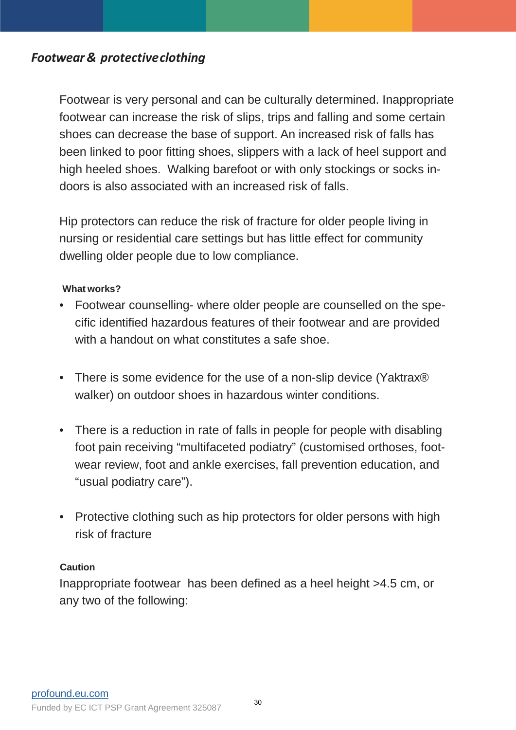## *Footwear & protective clothing*

Footwear is very personal and can be culturally determined. Inappropriate footwear can increase the risk of slips, trips and falling and some certain shoes can decrease the base of support. An increased risk of falls has been linked to poor fitting shoes, slippers with a lack of heel support and high heeled shoes. Walking barefoot or with only stockings or socks indoors is also associated with an increased risk of falls.

Hip protectors can reduce the risk of fracture for older people living in nursing or residential care settings but has little effect for community dwelling older people due to low compliance.

**What works?**

- Footwear counselling- where older people are counselled on the specific identified hazardous features of their footwear and are provided with a handout on what constitutes a safe shoe.
- There is some evidence for the use of a non-slip device (Yaktrax® walker) on outdoor shoes in hazardous winter conditions.
- There is a reduction in rate of falls in people for people with disabling foot pain receiving "multifaceted podiatry" (customised orthoses, footwear review, foot and ankle exercises, fall prevention education, and "usual podiatry care").
- Protective clothing such as hip protectors for older persons with high risk of fracture

**Caution**

Inappropriate footwear has been defined as a heel height >4.5 cm, or any two of the following: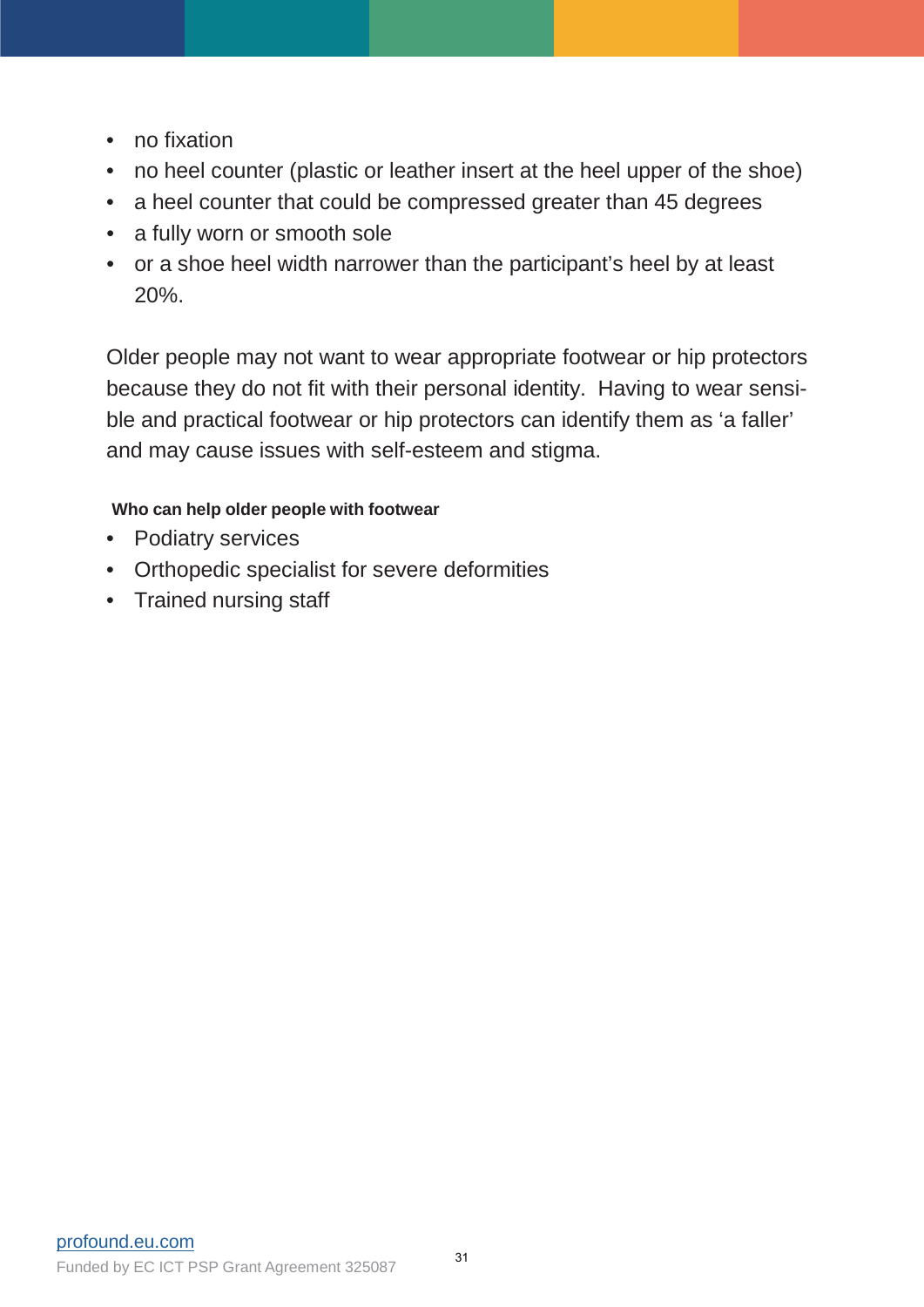- no fixation
- no heel counter (plastic or leather insert at the heel upper of the shoe)
- a heel counter that could be compressed greater than 45 degrees
- a fully worn or smooth sole
- or a shoe heel width narrower than the participant's heel by at least 20%.

Older people may not want to wear appropriate footwear or hip protectors because they do not fit with their personal identity. Having to wear sensible and practical footwear or hip protectors can identify them as 'a faller' and may cause issues with self-esteem and stigma.

**Who can help older people with footwear**

- Podiatry services
- Orthopedic specialist for severe deformities
- Trained nursing staff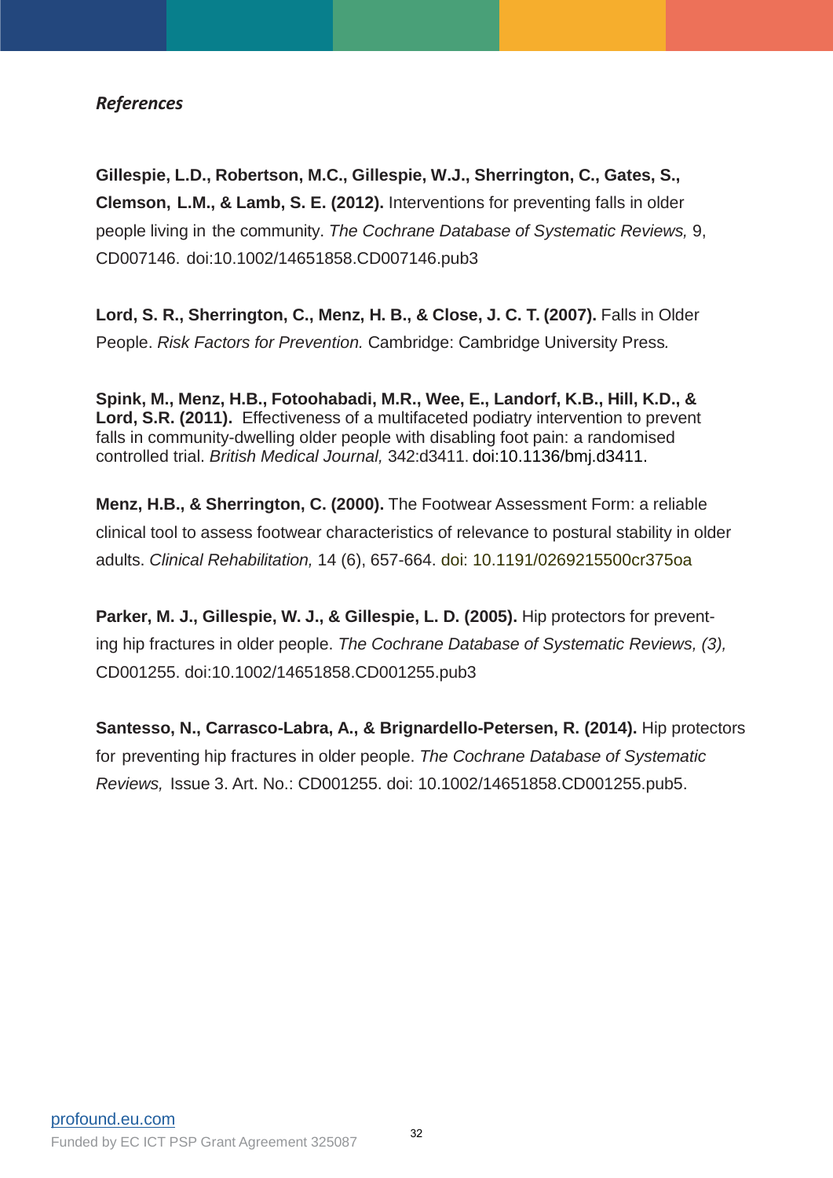### *References*

**Gillespie, L.D., Robertson, M.C., Gillespie, W.J., Sherrington, C., Gates, S., Clemson, L.M., & Lamb, S. E. (2012).** Interventions for preventing falls in older people living in the community. *The Cochrane Database of Systematic Reviews,* 9, CD007146. doi:10.1002/14651858.CD007146.pub3

**Lord, S. R., Sherrington, C., Menz, H. B., & Close, J. C. T. (2007).** Falls in Older People. *Risk Factors for Prevention.* Cambridge: Cambridge University Press.

**Spink, M., Menz, H.B., Fotoohabadi, M.R., Wee, E., Landorf, K.B., Hill, K.D., & Lord, S.R. (2011).** Effectiveness of a multifaceted podiatry intervention to prevent falls in community-dwelling older people with disabling foot pain: a randomised controlled trial. *British Medical Journal,* 342:d3411. doi:10.1136/bmj.d3411.

**Menz, H.B., & Sherrington, C. (2000).** The Footwear Assessment Form: a reliable clinical tool to assess footwear characteristics of relevance to postural stability in older adults. *Clinical Rehabilitation,* 14 (6), 657-664. doi: 10.1191/0269215500cr375oa

**Parker, M. J., Gillespie, W. J., & Gillespie, L. D. (2005).** Hip protectors for preventing hip fractures in older people. *The Cochrane Database of Systematic Reviews, (3),* CD001255. doi:10.1002/14651858.CD001255.pub3

**Santesso, N., Carrasco-Labra, A., & Brignardello-Petersen, R. (2014).** Hip protectors for preventing hip fractures in older people. *The Cochrane Database of Systematic Reviews,* Issue 3. Art. No.: CD001255. doi: 10.1002/14651858.CD001255.pub5.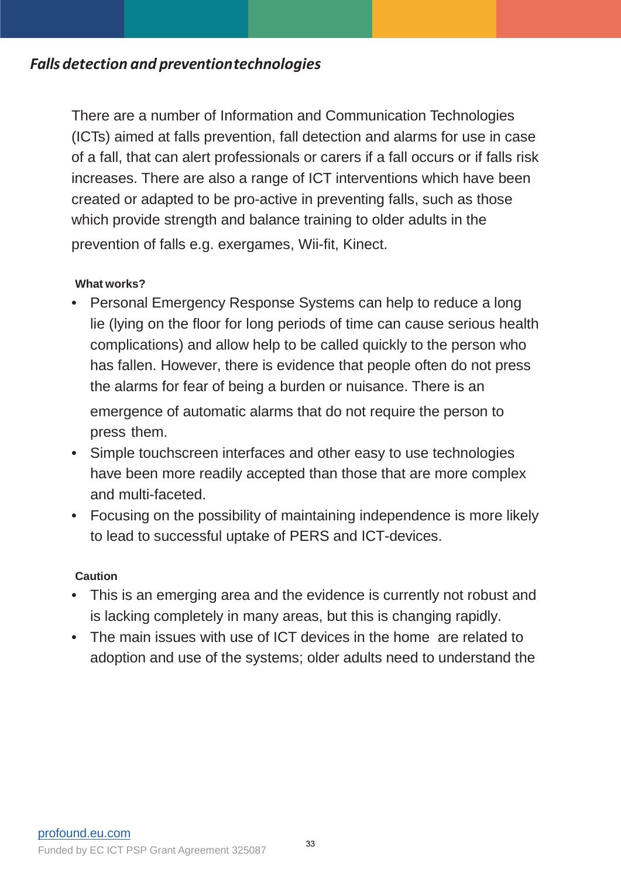### *Falls detection and prevention technologies*

There are a number of Information and Communication Technologies (ICTs) aimed at falls prevention, fall detection and alarms for use in case of a fall, that can alert professionals or carers if a fall occurs or if falls risk increases. There are also a range of ICT interventions which have been created or adapted to be pro-active in preventing falls, such as those which provide strength and balance training to older adults in the prevention of falls e.g. exergames, Wii-fit, Kinect.

**What works?**

- Personal Emergency Response Systems can help to reduce a long lie (lying on the floor for long periods of time can cause serious health complications) and allow help to be called quickly to the person who has fallen. However, there is evidence that people often do not press the alarms for fear of being a burden or nuisance. There is an emergence of automatic alarms that do not require the person to press them.
- Simple touchscreen interfaces and other easy to use technologies have been more readily accepted than those that are more complex and multi-faceted.
- Focusing on the possibility of maintaining independence is more likely to lead to successful uptake of PERS and ICT-devices.

**Caution**

- This is an emerging area and the evidence is currently not robust and is lacking completely in many areas, but this is changing rapidly.
- The main issues with use of ICT devices in the home are related to adoption and use of the systems; older adults need to understand the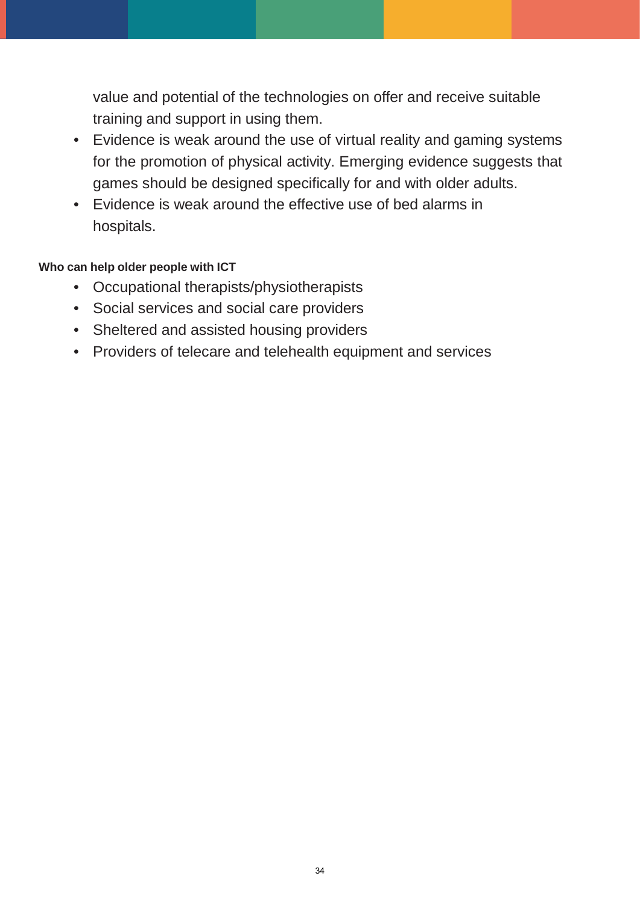value and potential of the technologies on offer and receive suitable training and support in using them.

- Evidence is weak around the use of virtual reality and gaming systems for the promotion of physical activity. Emerging evidence suggests that games should be designed specifically for and with older adults.
- Evidence is weak around the effective use of bed alarms in hospitals.

**Who can help older people with ICT**

- Occupational therapists/physiotherapists
- Social services and social care providers
- Sheltered and assisted housing providers
- Providers of telecare and telehealth equipment and services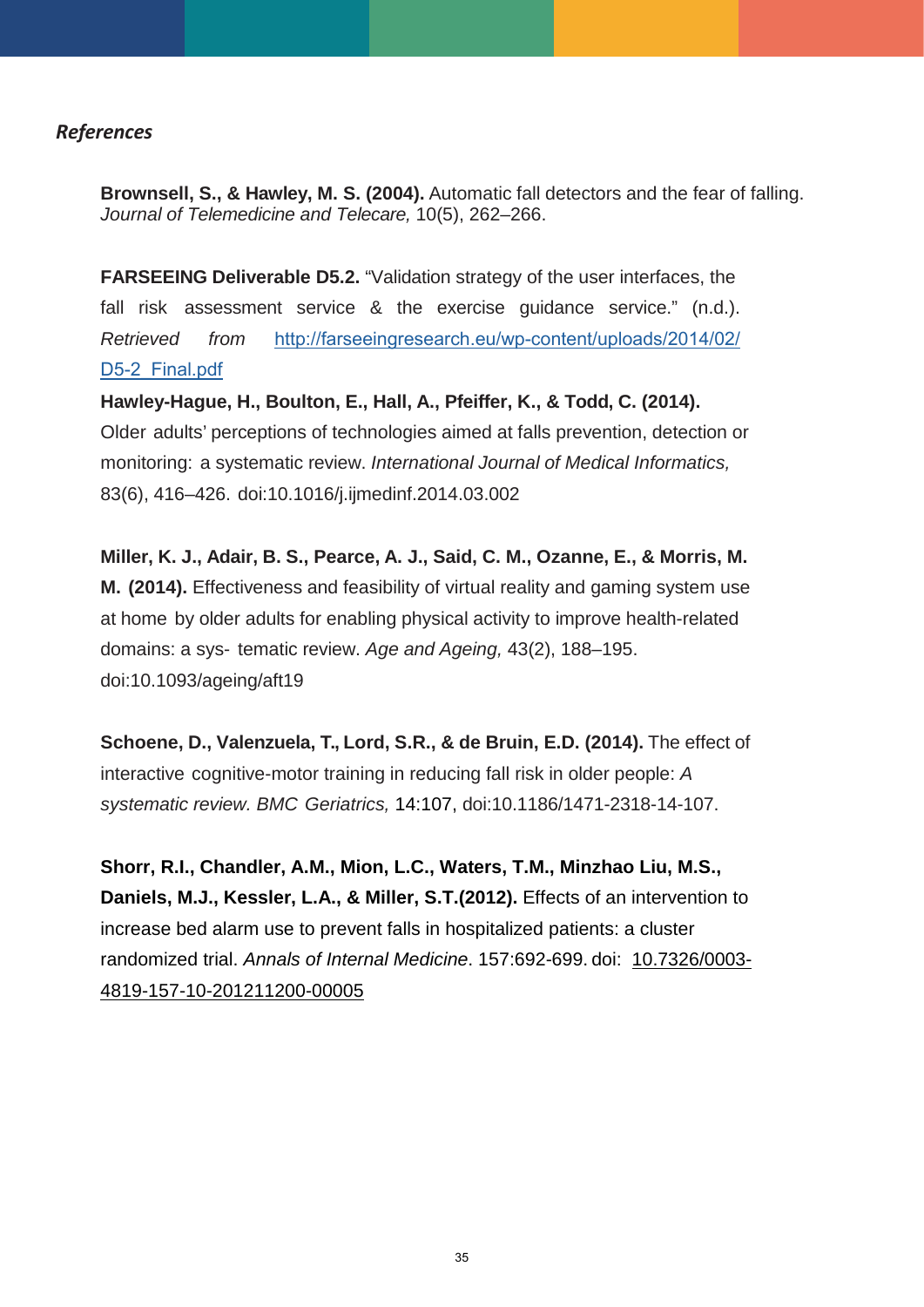***References***

**Brownsell, S., & Hawley, M. S. (2004).** Automatic fall detectors and the fear of falling. *Journal of Telemedicine and Telecare,* 10(5), 262–266.

**FARSEEING Deliverable D5.2.** "Validation strategy of the user interfaces, the fall risk assessment service & the exercise guidance service." (n.d.). *Retrieved from* [http://farseeingresearch.eu/wp-content/uploads/2014/02/D5-2_Final.pdf](http://farseeingresearch.eu/wp-content/uploads/2014/02/D5-2_Final.pdf)

**Hawley-Hague, H., Boulton, E., Hall, A., Pfeiffer, K., & Todd, C. (2014).** Older adults' perceptions of technologies aimed at falls prevention, detection or monitoring: a systematic review. *International Journal of Medical Informatics,* 83(6), 416–426. doi:10.1016/j.ijmedinf.2014.03.002

**Miller, K. J., Adair, B. S., Pearce, A. J., Said, C. M., Ozanne, E., & Morris, M. M. (2014).** Effectiveness and feasibility of virtual reality and gaming system use at home by older adults for enabling physical activity to improve health-related domains: a sys- tematic review. *Age and Ageing,* 43(2), 188–195. doi:10.1093/ageing/aft19

**Schoene, D., Valenzuela, T., Lord, S.R., & de Bruin, E.D. (2014).** The effect of interactive cognitive-motor training in reducing fall risk in older people: *A systematic review. BMC Geriatrics,* 14:107, doi:10.1186/1471-2318-14-107.

**Shorr, R.I., Chandler, A.M., Mion, L.C., Waters, T.M., Minzhao Liu, M.S., Daniels, M.J., Kessler, L.A., & Miller, S.T.(2012).** Effects of an intervention to increase bed alarm use to prevent falls in hospitalized patients: a cluster randomized trial. *Annals of Internal Medicine*. 157:692-699. doi: 10.7326/0003-4819-157-10-201211200-00005